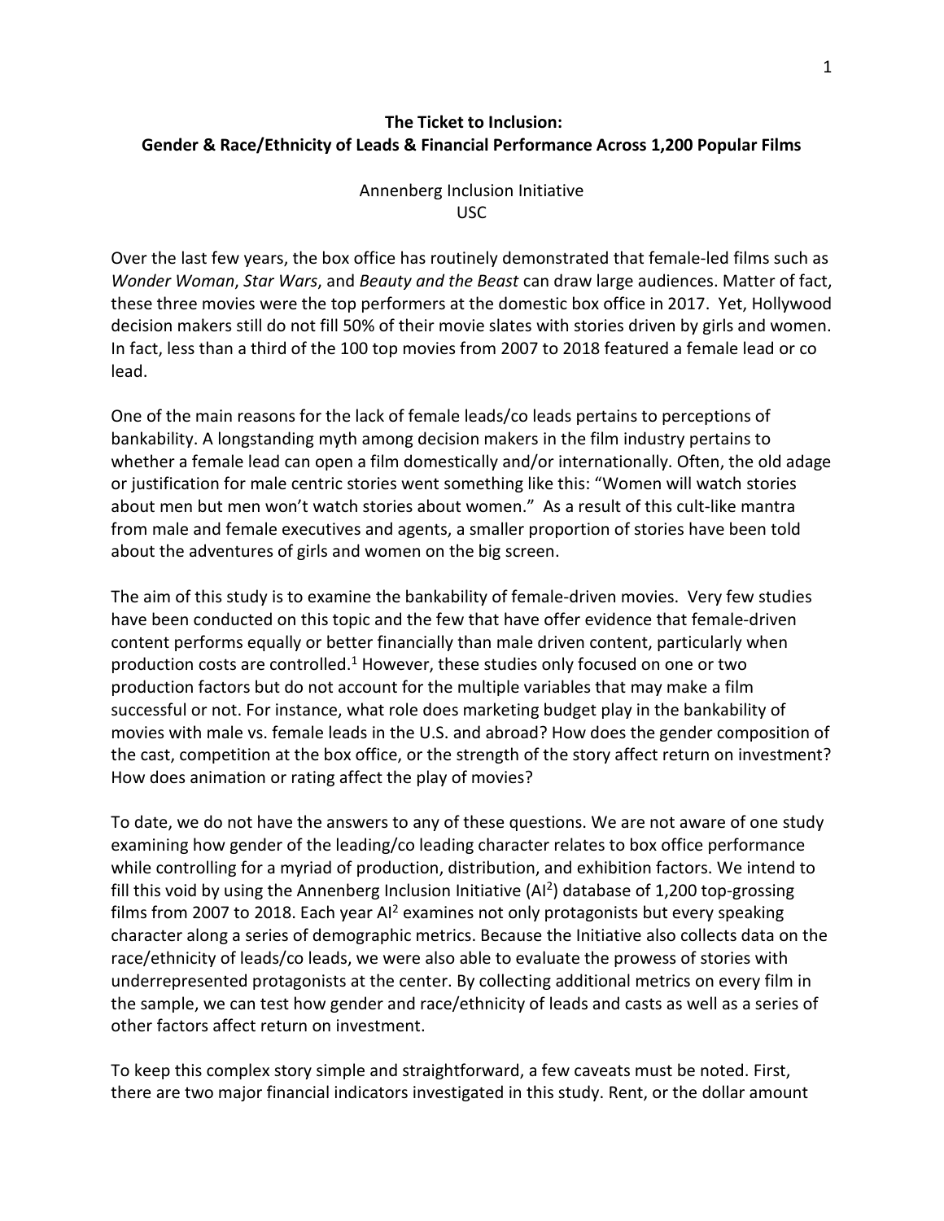**The Ticket to Inclusion:**
**Gender & Race/Ethnicity of Leads & Financial Performance Across 1,200 Popular Films**

Annenberg Inclusion Initiative
USC

Over the last few years, the box office has routinely demonstrated that female-led films such as *Wonder Woman*, *Star Wars*, and *Beauty and the Beast* can draw large audiences. Matter of fact, these three movies were the top performers at the domestic box office in 2017. Yet, Hollywood decision makers still do not fill 50% of their movie slates with stories driven by girls and women. In fact, less than a third of the 100 top movies from 2007 to 2018 featured a female lead or co lead.

One of the main reasons for the lack of female leads/co leads pertains to perceptions of bankability. A longstanding myth among decision makers in the film industry pertains to whether a female lead can open a film domestically and/or internationally. Often, the old adage or justification for male centric stories went something like this: "Women will watch stories about men but men won't watch stories about women." As a result of this cult-like mantra from male and female executives and agents, a smaller proportion of stories have been told about the adventures of girls and women on the big screen.

The aim of this study is to examine the bankability of female-driven movies. Very few studies have been conducted on this topic and the few that have offer evidence that female-driven content performs equally or better financially than male driven content, particularly when production costs are controlled.[1] However, these studies only focused on one or two production factors but do not account for the multiple variables that may make a film successful or not. For instance, what role does marketing budget play in the bankability of movies with male vs. female leads in the U.S. and abroad? How does the gender composition of the cast, competition at the box office, or the strength of the story affect return on investment? How does animation or rating affect the play of movies?

To date, we do not have the answers to any of these questions. We are not aware of one study examining how gender of the leading/co leading character relates to box office performance while controlling for a myriad of production, distribution, and exhibition factors. We intend to fill this void by using the Annenberg Inclusion Initiative (AI[2]) database of 1,200 top-grossing films from 2007 to 2018. Each year AI[2] examines not only protagonists but every speaking character along a series of demographic metrics. Because the Initiative also collects data on the race/ethnicity of leads/co leads, we were also able to evaluate the prowess of stories with underrepresented protagonists at the center. By collecting additional metrics on every film in the sample, we can test how gender and race/ethnicity of leads and casts as well as a series of other factors affect return on investment.

To keep this complex story simple and straightforward, a few caveats must be noted. First, there are two major financial indicators investigated in this study. Rent, or the dollar amount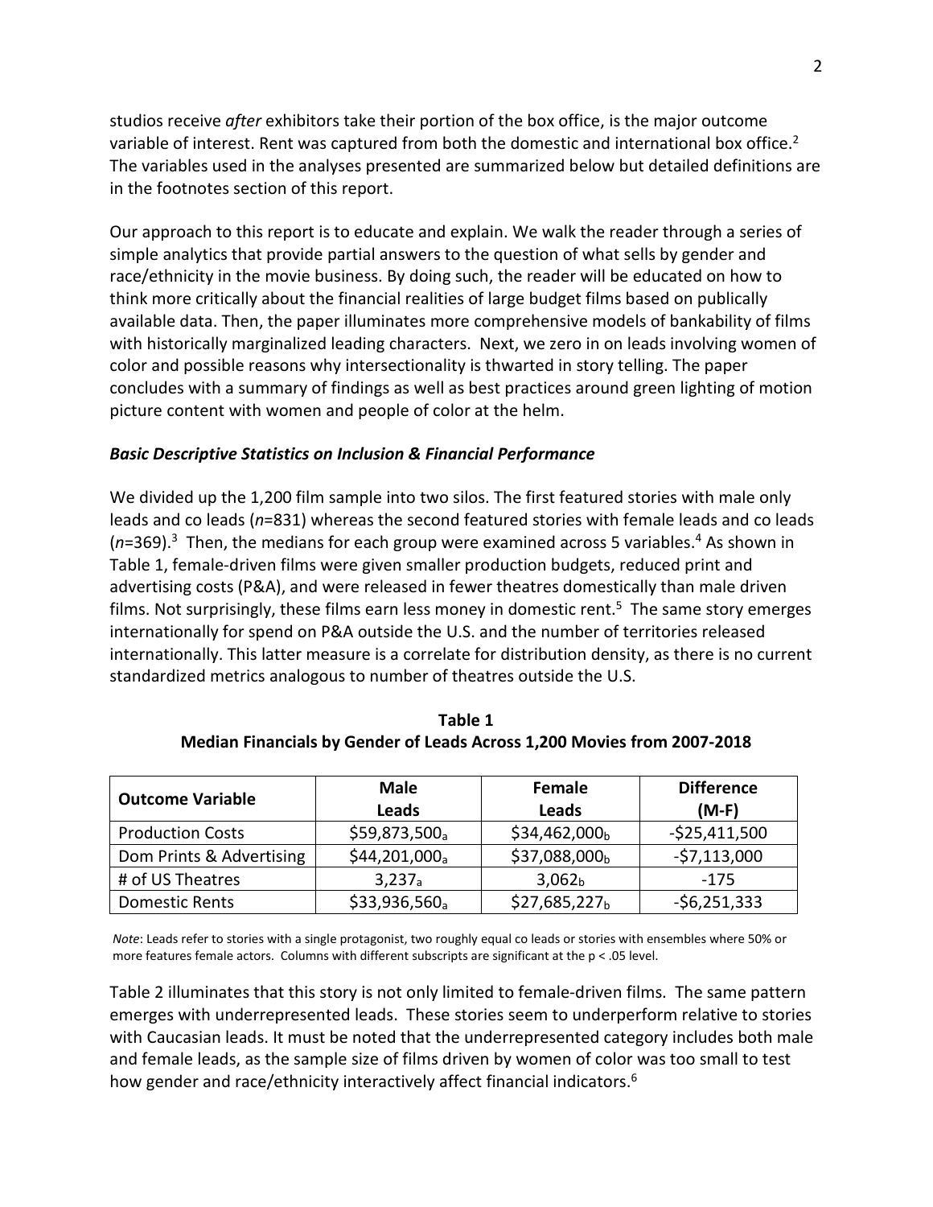studios receive *after* exhibitors take their portion of the box office, is the major outcome variable of interest. Rent was captured from both the domestic and international box office.[2] The variables used in the analyses presented are summarized below but detailed definitions are in the footnotes section of this report.

Our approach to this report is to educate and explain. We walk the reader through a series of simple analytics that provide partial answers to the question of what sells by gender and race/ethnicity in the movie business. By doing such, the reader will be educated on how to think more critically about the financial realities of large budget films based on publically available data. Then, the paper illuminates more comprehensive models of bankability of films with historically marginalized leading characters. Next, we zero in on leads involving women of color and possible reasons why intersectionality is thwarted in story telling. The paper concludes with a summary of findings as well as best practices around green lighting of motion picture content with women and people of color at the helm.

***Basic Descriptive Statistics on Inclusion & Financial Performance***

We divided up the 1,200 film sample into two silos. The first featured stories with male only leads and co leads (*n*=831) whereas the second featured stories with female leads and co leads (*n*=369).[3] Then, the medians for each group were examined across 5 variables.[4] As shown in Table 1, female-driven films were given smaller production budgets, reduced print and advertising costs (P&A), and were released in fewer theatres domestically than male driven films. Not surprisingly, these films earn less money in domestic rent.[5] The same story emerges internationally for spend on P&A outside the U.S. and the number of territories released internationally. This latter measure is a correlate for distribution density, as there is no current standardized metrics analogous to number of theatres outside the U.S.

**Table 1**
**Median Financials by Gender of Leads Across 1,200 Movies from 2007-2018**

| Outcome Variable | Male Leads | Female Leads | Difference (M-F) |
|---|---|---|---|
| Production Costs | $59,873,500_a | $34,462,000_b | -$25,411,500 |
| Dom Prints & Advertising | $44,201,000_a | $37,088,000_b | -$7,113,000 |
| # of US Theatres | 3,237_a | 3,062_b | -175 |
| Domestic Rents | $33,936,560_a | $27,685,227_b | -$6,251,333 |

*Note*: Leads refer to stories with a single protagonist, two roughly equal co leads or stories with ensembles where 50% or more features female actors. Columns with different subscripts are significant at the $p < .05$ level.

Table 2 illuminates that this story is not only limited to female-driven films. The same pattern emerges with underrepresented leads. These stories seem to underperform relative to stories with Caucasian leads. It must be noted that the underrepresented category includes both male and female leads, as the sample size of films driven by women of color was too small to test how gender and race/ethnicity interactively affect financial indicators.[6]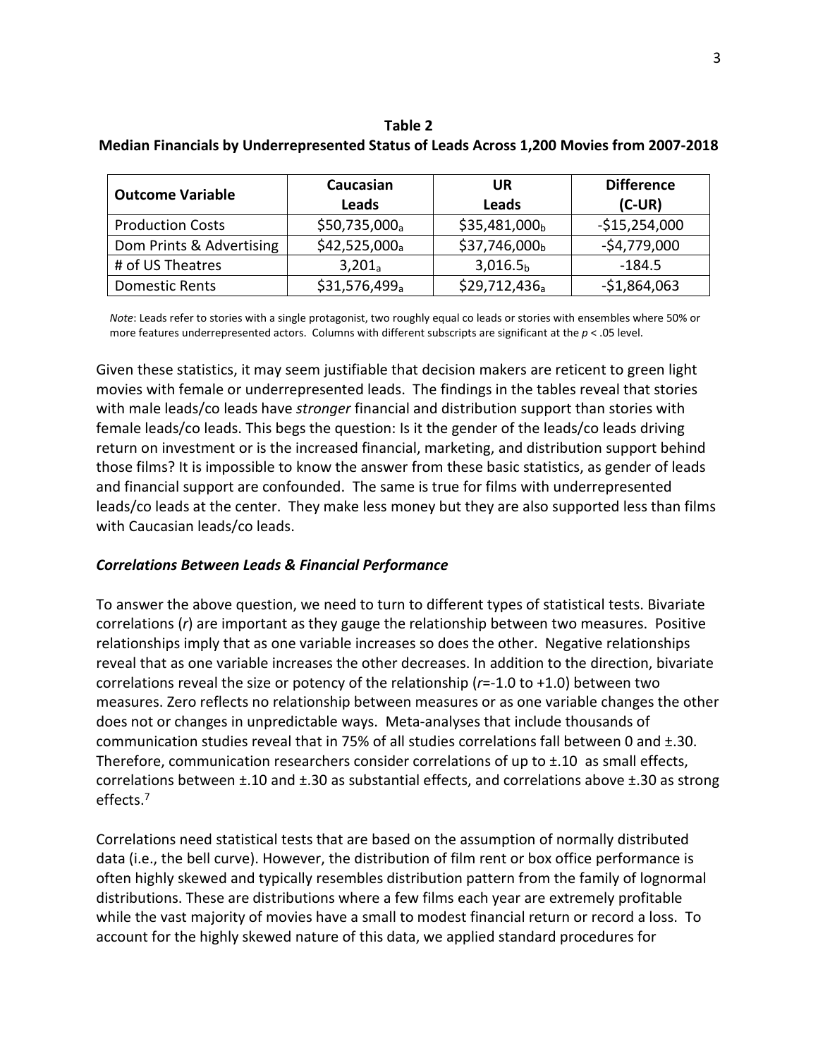**Table 2**
**Median Financials by Underrepresented Status of Leads Across 1,200 Movies from 2007-2018**

| Outcome Variable | Caucasian Leads | UR Leads | Difference (C-UR) |
|---|---|---|---|
| Production Costs | $\$50{,}735{,}000_a$ | $\$35{,}481{,}000_b$ | -$15,254,000 |
| Dom Prints & Advertising | $\$42{,}525{,}000_a$ | $\$37{,}746{,}000_b$ | -$4,779,000 |
| # of US Theatres | $3{,}201_a$ | $3{,}016.5_b$ | -184.5 |
| Domestic Rents | $\$31{,}576{,}499_a$ | $\$29{,}712{,}436_a$ | -$1,864,063 |

*Note*: Leads refer to stories with a single protagonist, two roughly equal co leads or stories with ensembles where 50% or more features underrepresented actors. Columns with different subscripts are significant at the $p < .05$ level.

Given these statistics, it may seem justifiable that decision makers are reticent to green light movies with female or underrepresented leads. The findings in the tables reveal that stories with male leads/co leads have *stronger* financial and distribution support than stories with female leads/co leads. This begs the question: Is it the gender of the leads/co leads driving return on investment or is the increased financial, marketing, and distribution support behind those films? It is impossible to know the answer from these basic statistics, as gender of leads and financial support are confounded. The same is true for films with underrepresented leads/co leads at the center. They make less money but they are also supported less than films with Caucasian leads/co leads.

### ***Correlations Between Leads & Financial Performance***

To answer the above question, we need to turn to different types of statistical tests. Bivariate correlations ($r$) are important as they gauge the relationship between two measures. Positive relationships imply that as one variable increases so does the other. Negative relationships reveal that as one variable increases the other decreases. In addition to the direction, bivariate correlations reveal the size or potency of the relationship ($r$=-1.0 to +1.0) between two measures. Zero reflects no relationship between measures or as one variable changes the other does not or changes in unpredictable ways. Meta-analyses that include thousands of communication studies reveal that in 75% of all studies correlations fall between 0 and ±.30. Therefore, communication researchers consider correlations of up to ±.10 as small effects, correlations between ±.10 and ±.30 as substantial effects, and correlations above ±.30 as strong effects.[7]

Correlations need statistical tests that are based on the assumption of normally distributed data (i.e., the bell curve). However, the distribution of film rent or box office performance is often highly skewed and typically resembles distribution pattern from the family of lognormal distributions. These are distributions where a few films each year are extremely profitable while the vast majority of movies have a small to modest financial return or record a loss. To account for the highly skewed nature of this data, we applied standard procedures for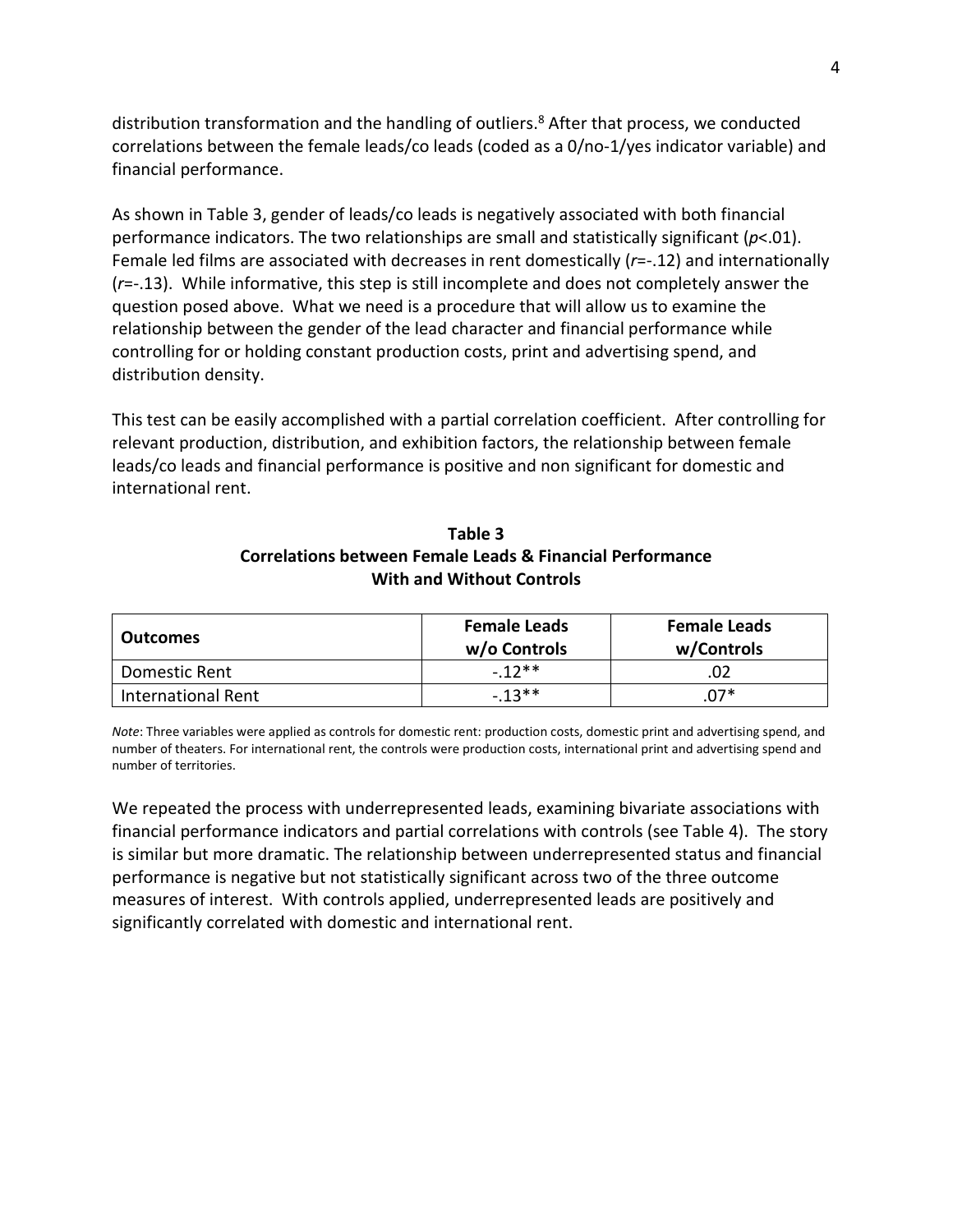distribution transformation and the handling of outliers.[8] After that process, we conducted correlations between the female leads/co leads (coded as a 0/no-1/yes indicator variable) and financial performance.

As shown in Table 3, gender of leads/co leads is negatively associated with both financial performance indicators. The two relationships are small and statistically significant ($p$<.01). Female led films are associated with decreases in rent domestically ($r$=-.12) and internationally ($r$=-.13). While informative, this step is still incomplete and does not completely answer the question posed above. What we need is a procedure that will allow us to examine the relationship between the gender of the lead character and financial performance while controlling for or holding constant production costs, print and advertising spend, and distribution density.

This test can be easily accomplished with a partial correlation coefficient. After controlling for relevant production, distribution, and exhibition factors, the relationship between female leads/co leads and financial performance is positive and non significant for domestic and international rent.

**Table 3**
**Correlations between Female Leads & Financial Performance**
**With and Without Controls**

| Outcomes | Female Leads w/o Controls | Female Leads w/Controls |
|---|---|---|
| Domestic Rent | -.12** | .02 |
| International Rent | -.13** | .07* |

*Note*: Three variables were applied as controls for domestic rent: production costs, domestic print and advertising spend, and number of theaters. For international rent, the controls were production costs, international print and advertising spend and number of territories.

We repeated the process with underrepresented leads, examining bivariate associations with financial performance indicators and partial correlations with controls (see Table 4). The story is similar but more dramatic. The relationship between underrepresented status and financial performance is negative but not statistically significant across two of the three outcome measures of interest. With controls applied, underrepresented leads are positively and significantly correlated with domestic and international rent.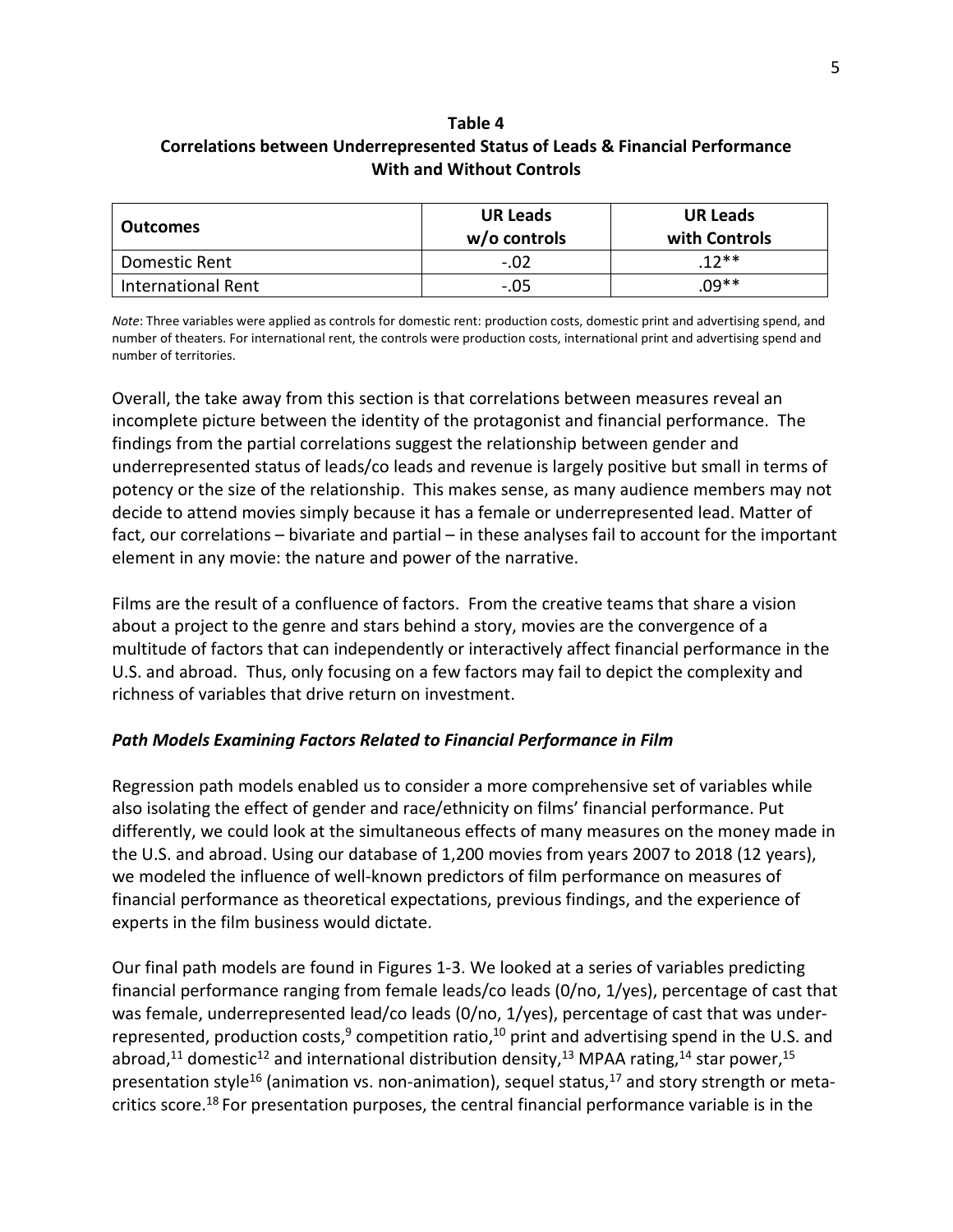**Table 4**
**Correlations between Underrepresented Status of Leads & Financial Performance With and Without Controls**

| Outcomes | UR Leads w/o controls | UR Leads with Controls |
|---|---|---|
| Domestic Rent | -.02 | .12** |
| International Rent | -.05 | .09** |

*Note*: Three variables were applied as controls for domestic rent: production costs, domestic print and advertising spend, and number of theaters. For international rent, the controls were production costs, international print and advertising spend and number of territories.

Overall, the take away from this section is that correlations between measures reveal an incomplete picture between the identity of the protagonist and financial performance. The findings from the partial correlations suggest the relationship between gender and underrepresented status of leads/co leads and revenue is largely positive but small in terms of potency or the size of the relationship. This makes sense, as many audience members may not decide to attend movies simply because it has a female or underrepresented lead. Matter of fact, our correlations – bivariate and partial – in these analyses fail to account for the important element in any movie: the nature and power of the narrative.

Films are the result of a confluence of factors. From the creative teams that share a vision about a project to the genre and stars behind a story, movies are the convergence of a multitude of factors that can independently or interactively affect financial performance in the U.S. and abroad. Thus, only focusing on a few factors may fail to depict the complexity and richness of variables that drive return on investment.

### *Path Models Examining Factors Related to Financial Performance in Film*

Regression path models enabled us to consider a more comprehensive set of variables while also isolating the effect of gender and race/ethnicity on films' financial performance. Put differently, we could look at the simultaneous effects of many measures on the money made in the U.S. and abroad. Using our database of 1,200 movies from years 2007 to 2018 (12 years), we modeled the influence of well-known predictors of film performance on measures of financial performance as theoretical expectations, previous findings, and the experience of experts in the film business would dictate.

Our final path models are found in Figures 1-3. We looked at a series of variables predicting financial performance ranging from female leads/co leads (0/no, 1/yes), percentage of cast that was female, underrepresented lead/co leads (0/no, 1/yes), percentage of cast that was under-represented, production costs,[9] competition ratio,[10] print and advertising spend in the U.S. and abroad,[11] domestic[12] and international distribution density,[13] MPAA rating,[14] star power,[15] presentation style[16] (animation vs. non-animation), sequel status,[17] and story strength or meta-critics score.[18] For presentation purposes, the central financial performance variable is in the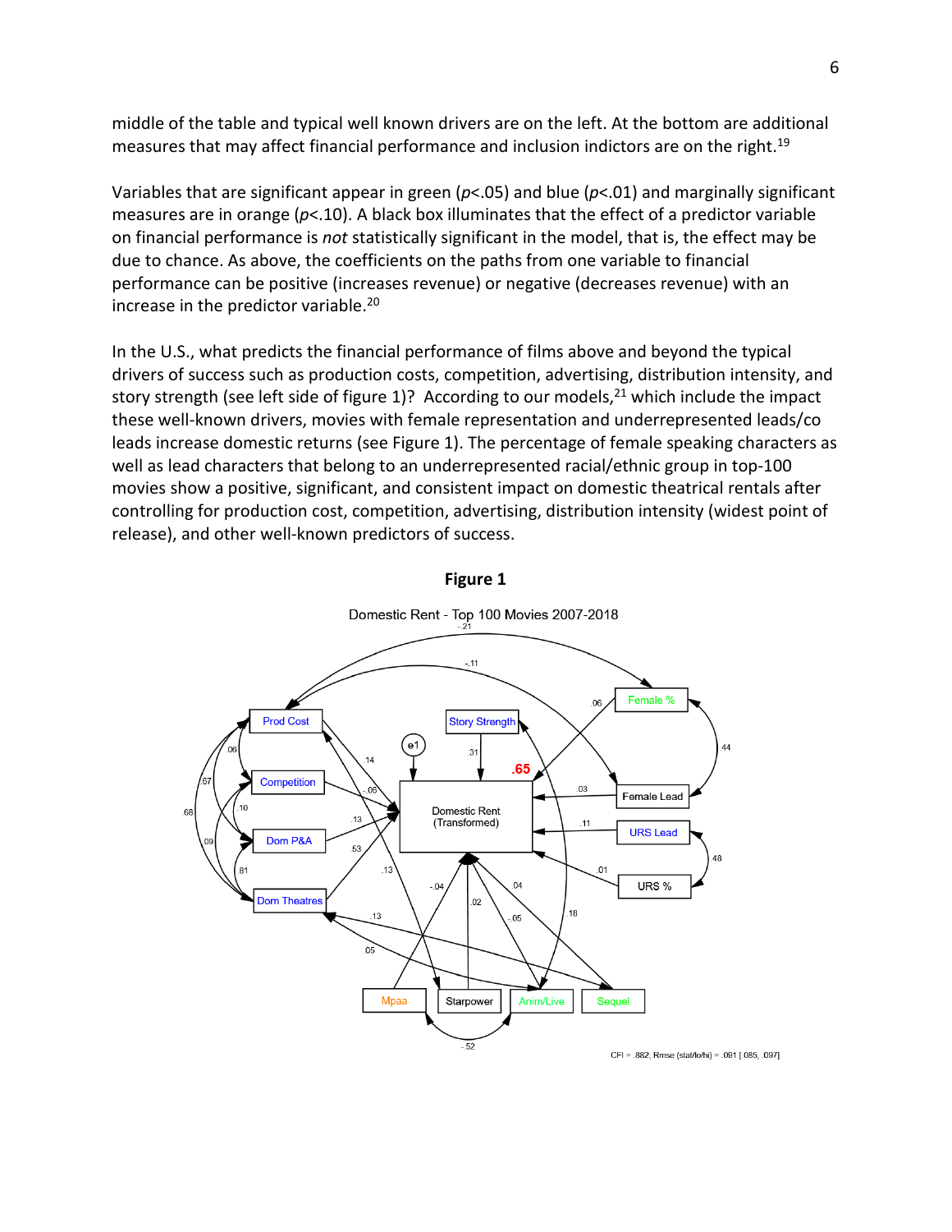middle of the table and typical well known drivers are on the left. At the bottom are additional measures that may affect financial performance and inclusion indictors are on the right.[19]

Variables that are significant appear in green ($p<.05$) and blue ($p<.01$) and marginally significant measures are in orange ($p<.10$). A black box illuminates that the effect of a predictor variable on financial performance is *not* statistically significant in the model, that is, the effect may be due to chance. As above, the coefficients on the paths from one variable to financial performance can be positive (increases revenue) or negative (decreases revenue) with an increase in the predictor variable.[20]

In the U.S., what predicts the financial performance of films above and beyond the typical drivers of success such as production costs, competition, advertising, distribution intensity, and story strength (see left side of figure 1)? According to our models,[21] which include the impact these well-known drivers, movies with female representation and underrepresented leads/co leads increase domestic returns (see Figure 1). The percentage of female speaking characters as well as lead characters that belong to an underrepresented racial/ethnic group in top-100 movies show a positive, significant, and consistent impact on domestic theatrical rentals after controlling for production cost, competition, advertising, distribution intensity (widest point of release), and other well-known predictors of success.

**Figure 1**

Domestic Rent - Top 100 Movies 2007-2018

CFI = .882; Rmse (stat/lo/hi) = .091 [.085, .097]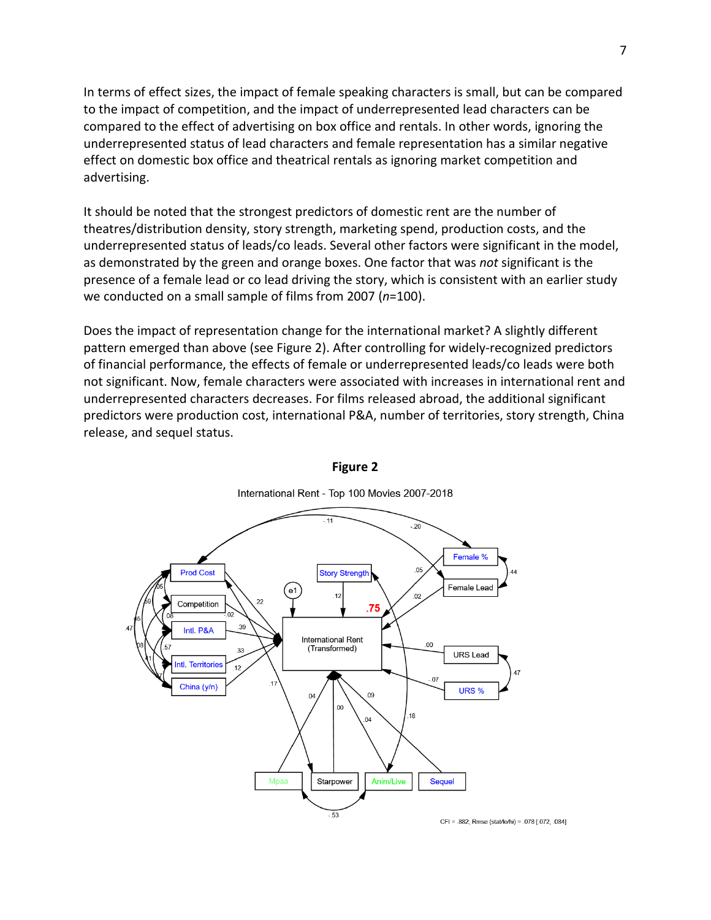In terms of effect sizes, the impact of female speaking characters is small, but can be compared to the impact of competition, and the impact of underrepresented lead characters can be compared to the effect of advertising on box office and rentals. In other words, ignoring the underrepresented status of lead characters and female representation has a similar negative effect on domestic box office and theatrical rentals as ignoring market competition and advertising.

It should be noted that the strongest predictors of domestic rent are the number of theatres/distribution density, story strength, marketing spend, production costs, and the underrepresented status of leads/co leads. Several other factors were significant in the model, as demonstrated by the green and orange boxes. One factor that was *not* significant is the presence of a female lead or co lead driving the story, which is consistent with an earlier study we conducted on a small sample of films from 2007 ($n$=100).

Does the impact of representation change for the international market? A slightly different pattern emerged than above (see Figure 2). After controlling for widely-recognized predictors of financial performance, the effects of female or underrepresented leads/co leads were both not significant. Now, female characters were associated with increases in international rent and underrepresented characters decreases. For films released abroad, the additional significant predictors were production cost, international P&A, number of territories, story strength, China release, and sequel status.

**Figure 2**

International Rent - Top 100 Movies 2007-2018

CFI = .882; Rmse (stat/lo/hi) = .078 [.072, .084]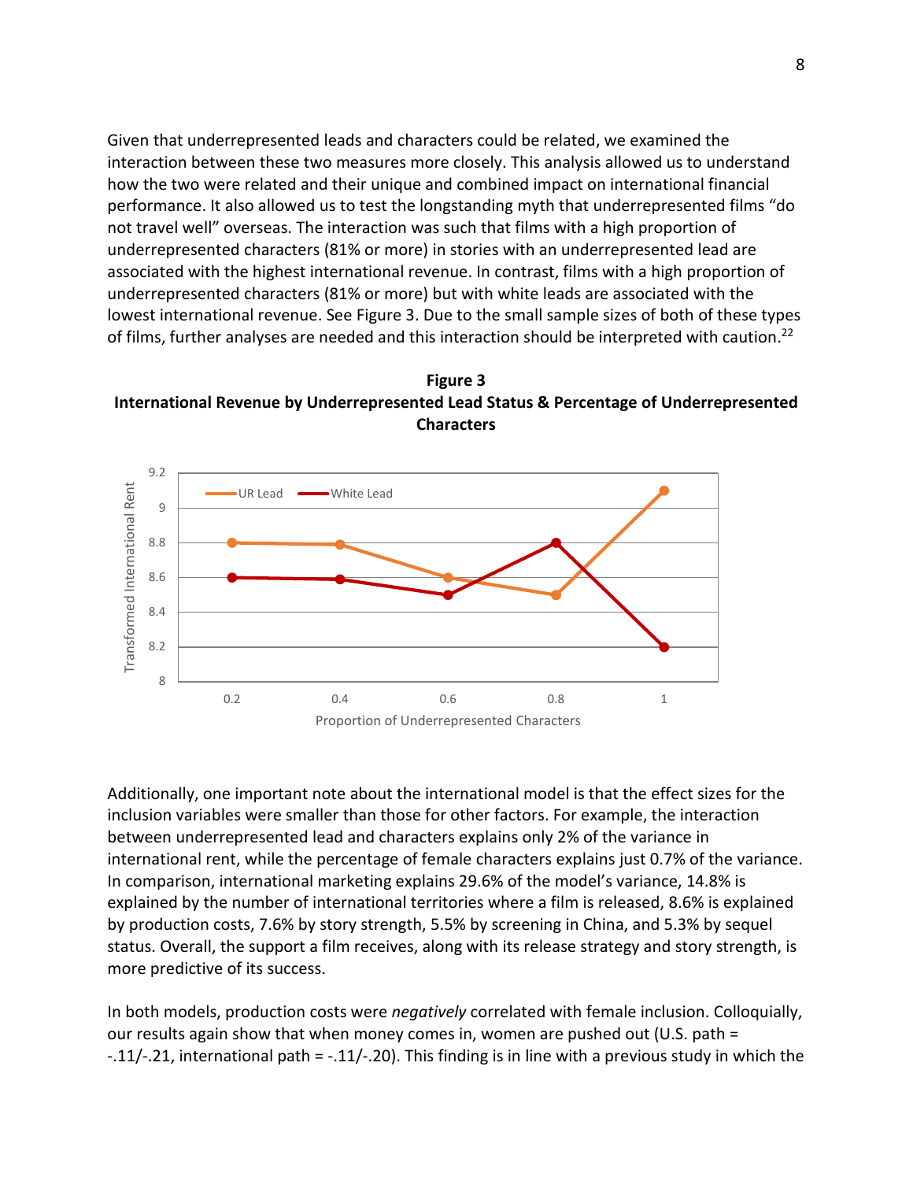Given that underrepresented leads and characters could be related, we examined the interaction between these two measures more closely. This analysis allowed us to understand how the two were related and their unique and combined impact on international financial performance. It also allowed us to test the longstanding myth that underrepresented films "do not travel well" overseas. The interaction was such that films with a high proportion of underrepresented characters (81% or more) in stories with an underrepresented lead are associated with the highest international revenue. In contrast, films with a high proportion of underrepresented characters (81% or more) but with white leads are associated with the lowest international revenue. See Figure 3. Due to the small sample sizes of both of these types of films, further analyses are needed and this interaction should be interpreted with caution.[22]

**Figure 3**
**International Revenue by Underrepresented Lead Status & Percentage of Underrepresented Characters**

Additionally, one important note about the international model is that the effect sizes for the inclusion variables were smaller than those for other factors. For example, the interaction between underrepresented lead and characters explains only 2% of the variance in international rent, while the percentage of female characters explains just 0.7% of the variance. In comparison, international marketing explains 29.6% of the model's variance, 14.8% is explained by the number of international territories where a film is released, 8.6% is explained by production costs, 7.6% by story strength, 5.5% by screening in China, and 5.3% by sequel status. Overall, the support a film receives, along with its release strategy and story strength, is more predictive of its success.

In both models, production costs were *negatively* correlated with female inclusion. Colloquially, our results again show that when money comes in, women are pushed out (U.S. path = -.11/-.21, international path = -.11/-.20). This finding is in line with a previous study in which the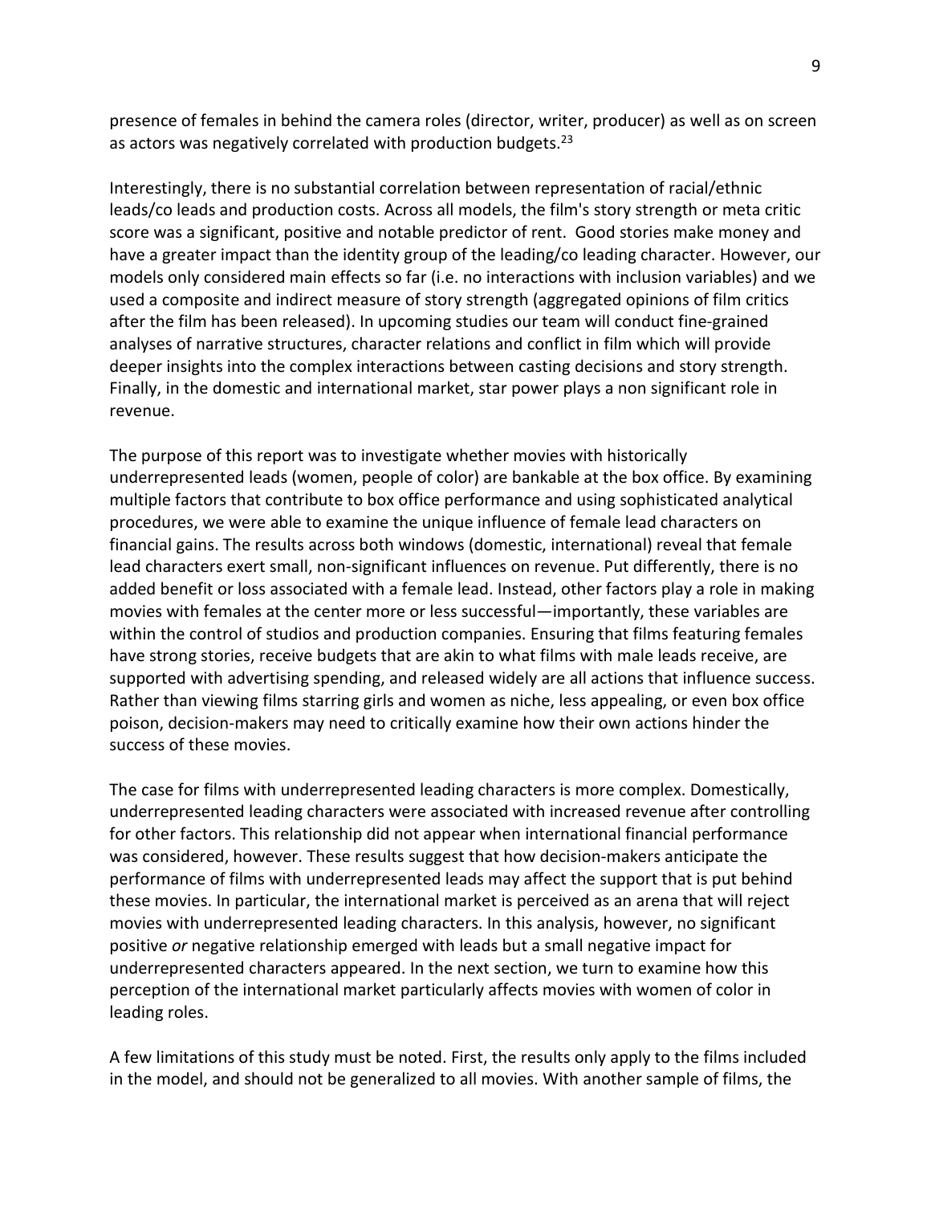presence of females in behind the camera roles (director, writer, producer) as well as on screen as actors was negatively correlated with production budgets.[23]

Interestingly, there is no substantial correlation between representation of racial/ethnic leads/co leads and production costs. Across all models, the film's story strength or meta critic score was a significant, positive and notable predictor of rent. Good stories make money and have a greater impact than the identity group of the leading/co leading character. However, our models only considered main effects so far (i.e. no interactions with inclusion variables) and we used a composite and indirect measure of story strength (aggregated opinions of film critics after the film has been released). In upcoming studies our team will conduct fine-grained analyses of narrative structures, character relations and conflict in film which will provide deeper insights into the complex interactions between casting decisions and story strength. Finally, in the domestic and international market, star power plays a non significant role in revenue.

The purpose of this report was to investigate whether movies with historically underrepresented leads (women, people of color) are bankable at the box office. By examining multiple factors that contribute to box office performance and using sophisticated analytical procedures, we were able to examine the unique influence of female lead characters on financial gains. The results across both windows (domestic, international) reveal that female lead characters exert small, non-significant influences on revenue. Put differently, there is no added benefit or loss associated with a female lead. Instead, other factors play a role in making movies with females at the center more or less successful—importantly, these variables are within the control of studios and production companies. Ensuring that films featuring females have strong stories, receive budgets that are akin to what films with male leads receive, are supported with advertising spending, and released widely are all actions that influence success. Rather than viewing films starring girls and women as niche, less appealing, or even box office poison, decision-makers may need to critically examine how their own actions hinder the success of these movies.

The case for films with underrepresented leading characters is more complex. Domestically, underrepresented leading characters were associated with increased revenue after controlling for other factors. This relationship did not appear when international financial performance was considered, however. These results suggest that how decision-makers anticipate the performance of films with underrepresented leads may affect the support that is put behind these movies. In particular, the international market is perceived as an arena that will reject movies with underrepresented leading characters. In this analysis, however, no significant positive *or* negative relationship emerged with leads but a small negative impact for underrepresented characters appeared. In the next section, we turn to examine how this perception of the international market particularly affects movies with women of color in leading roles.

A few limitations of this study must be noted. First, the results only apply to the films included in the model, and should not be generalized to all movies. With another sample of films, the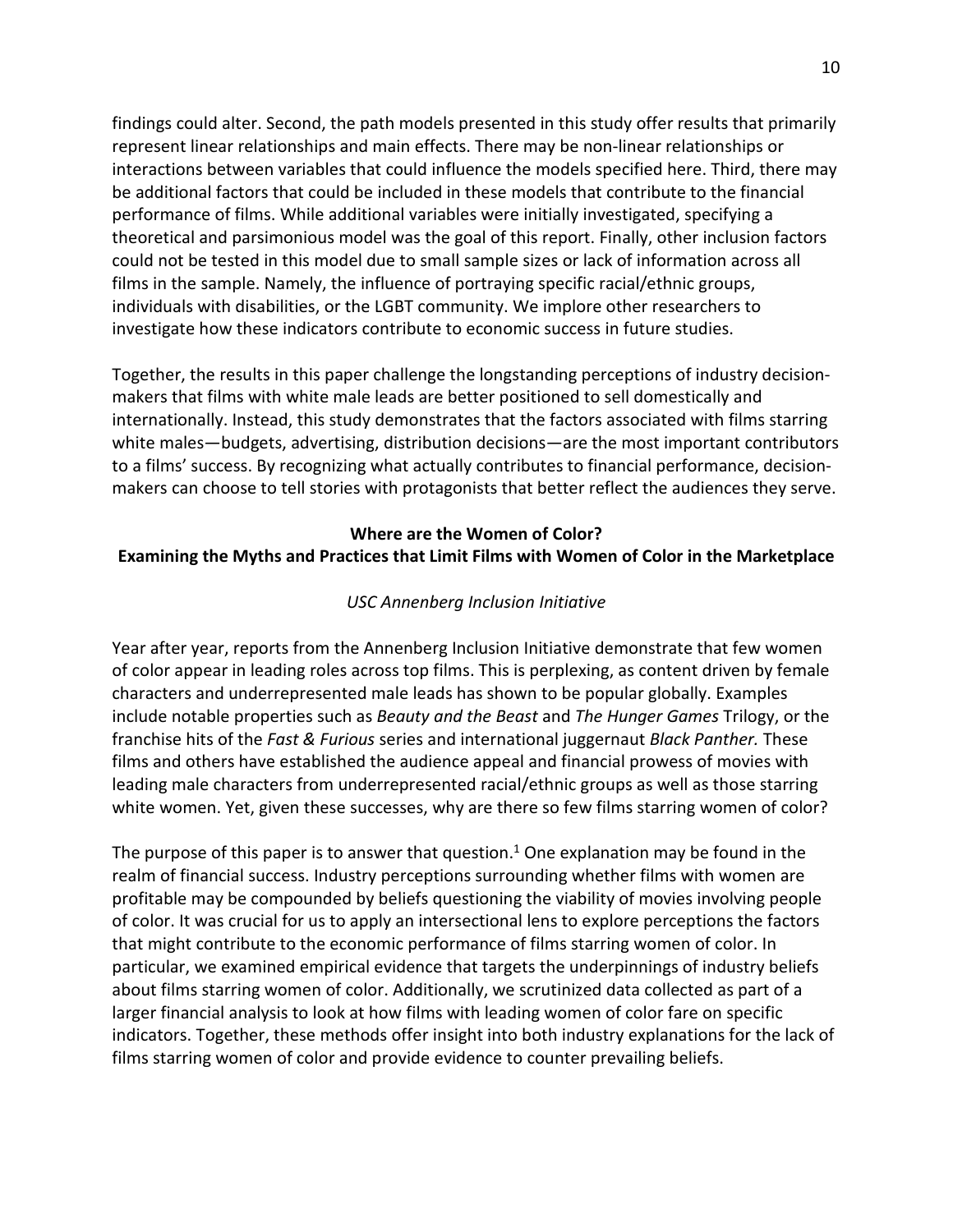findings could alter. Second, the path models presented in this study offer results that primarily represent linear relationships and main effects. There may be non-linear relationships or interactions between variables that could influence the models specified here. Third, there may be additional factors that could be included in these models that contribute to the financial performance of films. While additional variables were initially investigated, specifying a theoretical and parsimonious model was the goal of this report. Finally, other inclusion factors could not be tested in this model due to small sample sizes or lack of information across all films in the sample. Namely, the influence of portraying specific racial/ethnic groups, individuals with disabilities, or the LGBT community. We implore other researchers to investigate how these indicators contribute to economic success in future studies.

Together, the results in this paper challenge the longstanding perceptions of industry decision-makers that films with white male leads are better positioned to sell domestically and internationally. Instead, this study demonstrates that the factors associated with films starring white males—budgets, advertising, distribution decisions—are the most important contributors to a films' success. By recognizing what actually contributes to financial performance, decision-makers can choose to tell stories with protagonists that better reflect the audiences they serve.

## Where are the Women of Color?
## Examining the Myths and Practices that Limit Films with Women of Color in the Marketplace

*USC Annenberg Inclusion Initiative*

Year after year, reports from the Annenberg Inclusion Initiative demonstrate that few women of color appear in leading roles across top films. This is perplexing, as content driven by female characters and underrepresented male leads has shown to be popular globally. Examples include notable properties such as *Beauty and the Beast* and *The Hunger Games* Trilogy, or the franchise hits of the *Fast & Furious* series and international juggernaut *Black Panther.* These films and others have established the audience appeal and financial prowess of movies with leading male characters from underrepresented racial/ethnic groups as well as those starring white women. Yet, given these successes, why are there so few films starring women of color?

The purpose of this paper is to answer that question.[1] One explanation may be found in the realm of financial success. Industry perceptions surrounding whether films with women are profitable may be compounded by beliefs questioning the viability of movies involving people of color. It was crucial for us to apply an intersectional lens to explore perceptions the factors that might contribute to the economic performance of films starring women of color. In particular, we examined empirical evidence that targets the underpinnings of industry beliefs about films starring women of color. Additionally, we scrutinized data collected as part of a larger financial analysis to look at how films with leading women of color fare on specific indicators. Together, these methods offer insight into both industry explanations for the lack of films starring women of color and provide evidence to counter prevailing beliefs.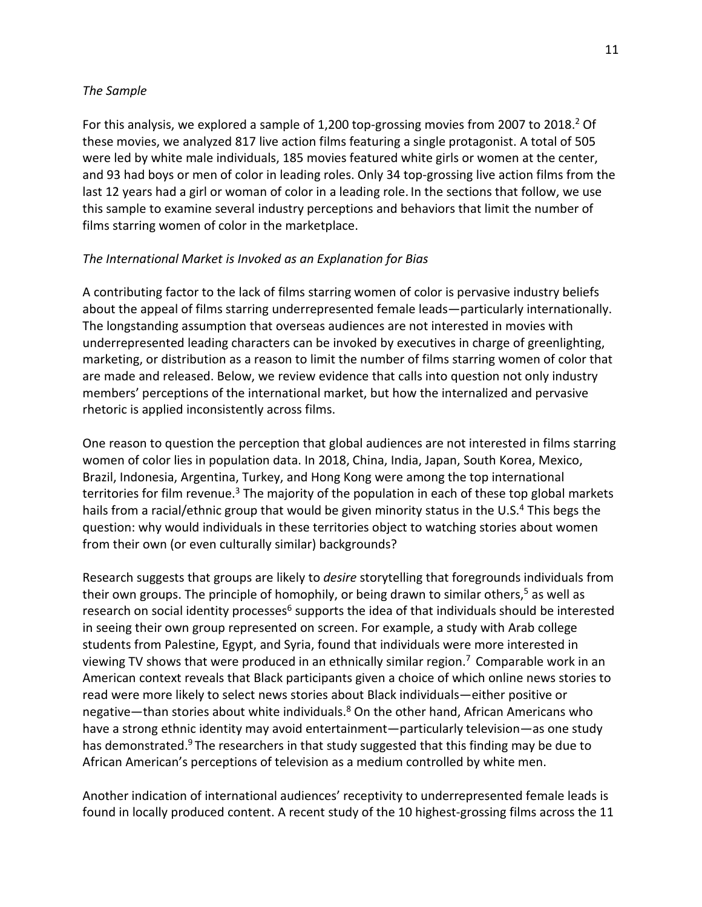*The Sample*

For this analysis, we explored a sample of 1,200 top-grossing movies from 2007 to 2018.[2] Of these movies, we analyzed 817 live action films featuring a single protagonist. A total of 505 were led by white male individuals, 185 movies featured white girls or women at the center, and 93 had boys or men of color in leading roles. Only 34 top-grossing live action films from the last 12 years had a girl or woman of color in a leading role. In the sections that follow, we use this sample to examine several industry perceptions and behaviors that limit the number of films starring women of color in the marketplace.

*The International Market is Invoked as an Explanation for Bias*

A contributing factor to the lack of films starring women of color is pervasive industry beliefs about the appeal of films starring underrepresented female leads—particularly internationally. The longstanding assumption that overseas audiences are not interested in movies with underrepresented leading characters can be invoked by executives in charge of greenlighting, marketing, or distribution as a reason to limit the number of films starring women of color that are made and released. Below, we review evidence that calls into question not only industry members' perceptions of the international market, but how the internalized and pervasive rhetoric is applied inconsistently across films.

One reason to question the perception that global audiences are not interested in films starring women of color lies in population data. In 2018, China, India, Japan, South Korea, Mexico, Brazil, Indonesia, Argentina, Turkey, and Hong Kong were among the top international territories for film revenue.[3] The majority of the population in each of these top global markets hails from a racial/ethnic group that would be given minority status in the U.S.[4] This begs the question: why would individuals in these territories object to watching stories about women from their own (or even culturally similar) backgrounds?

Research suggests that groups are likely to *desire* storytelling that foregrounds individuals from their own groups. The principle of homophily, or being drawn to similar others,[5] as well as research on social identity processes[6] supports the idea of that individuals should be interested in seeing their own group represented on screen. For example, a study with Arab college students from Palestine, Egypt, and Syria, found that individuals were more interested in viewing TV shows that were produced in an ethnically similar region.[7] Comparable work in an American context reveals that Black participants given a choice of which online news stories to read were more likely to select news stories about Black individuals—either positive or negative—than stories about white individuals.[8] On the other hand, African Americans who have a strong ethnic identity may avoid entertainment—particularly television—as one study has demonstrated.[9] The researchers in that study suggested that this finding may be due to African American's perceptions of television as a medium controlled by white men.

Another indication of international audiences' receptivity to underrepresented female leads is found in locally produced content. A recent study of the 10 highest-grossing films across the 11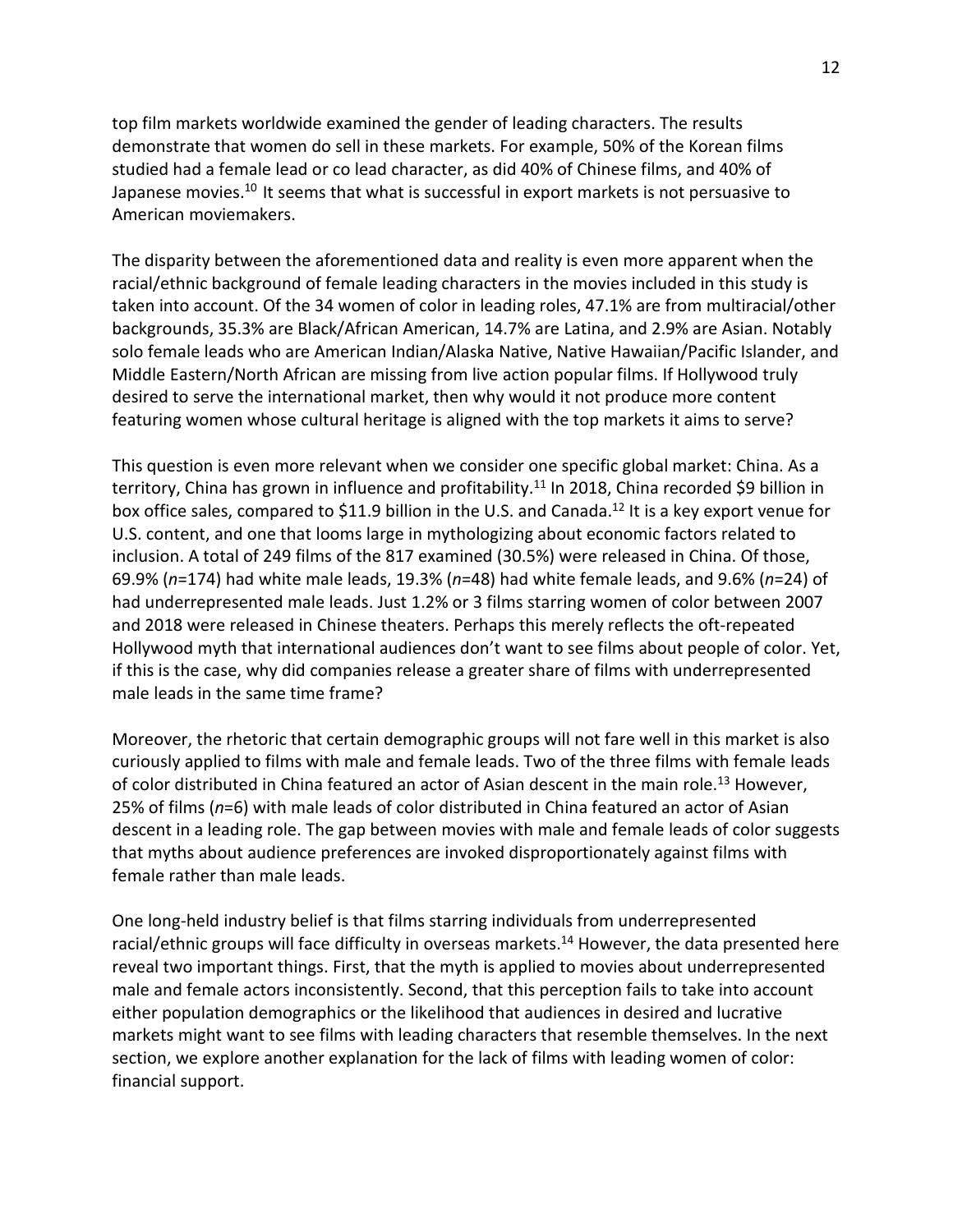top film markets worldwide examined the gender of leading characters. The results demonstrate that women do sell in these markets. For example, 50% of the Korean films studied had a female lead or co lead character, as did 40% of Chinese films, and 40% of Japanese movies.[10] It seems that what is successful in export markets is not persuasive to American moviemakers.

The disparity between the aforementioned data and reality is even more apparent when the racial/ethnic background of female leading characters in the movies included in this study is taken into account. Of the 34 women of color in leading roles, 47.1% are from multiracial/other backgrounds, 35.3% are Black/African American, 14.7% are Latina, and 2.9% are Asian. Notably solo female leads who are American Indian/Alaska Native, Native Hawaiian/Pacific Islander, and Middle Eastern/North African are missing from live action popular films. If Hollywood truly desired to serve the international market, then why would it not produce more content featuring women whose cultural heritage is aligned with the top markets it aims to serve?

This question is even more relevant when we consider one specific global market: China. As a territory, China has grown in influence and profitability.[11] In 2018, China recorded $9 billion in box office sales, compared to $11.9 billion in the U.S. and Canada.[12] It is a key export venue for U.S. content, and one that looms large in mythologizing about economic factors related to inclusion. A total of 249 films of the 817 examined (30.5%) were released in China. Of those, 69.9% (*n*=174) had white male leads, 19.3% (*n*=48) had white female leads, and 9.6% (*n*=24) of had underrepresented male leads. Just 1.2% or 3 films starring women of color between 2007 and 2018 were released in Chinese theaters. Perhaps this merely reflects the oft-repeated Hollywood myth that international audiences don't want to see films about people of color. Yet, if this is the case, why did companies release a greater share of films with underrepresented male leads in the same time frame?

Moreover, the rhetoric that certain demographic groups will not fare well in this market is also curiously applied to films with male and female leads. Two of the three films with female leads of color distributed in China featured an actor of Asian descent in the main role.[13] However, 25% of films (*n*=6) with male leads of color distributed in China featured an actor of Asian descent in a leading role. The gap between movies with male and female leads of color suggests that myths about audience preferences are invoked disproportionately against films with female rather than male leads.

One long-held industry belief is that films starring individuals from underrepresented racial/ethnic groups will face difficulty in overseas markets.[14] However, the data presented here reveal two important things. First, that the myth is applied to movies about underrepresented male and female actors inconsistently. Second, that this perception fails to take into account either population demographics or the likelihood that audiences in desired and lucrative markets might want to see films with leading characters that resemble themselves. In the next section, we explore another explanation for the lack of films with leading women of color: financial support.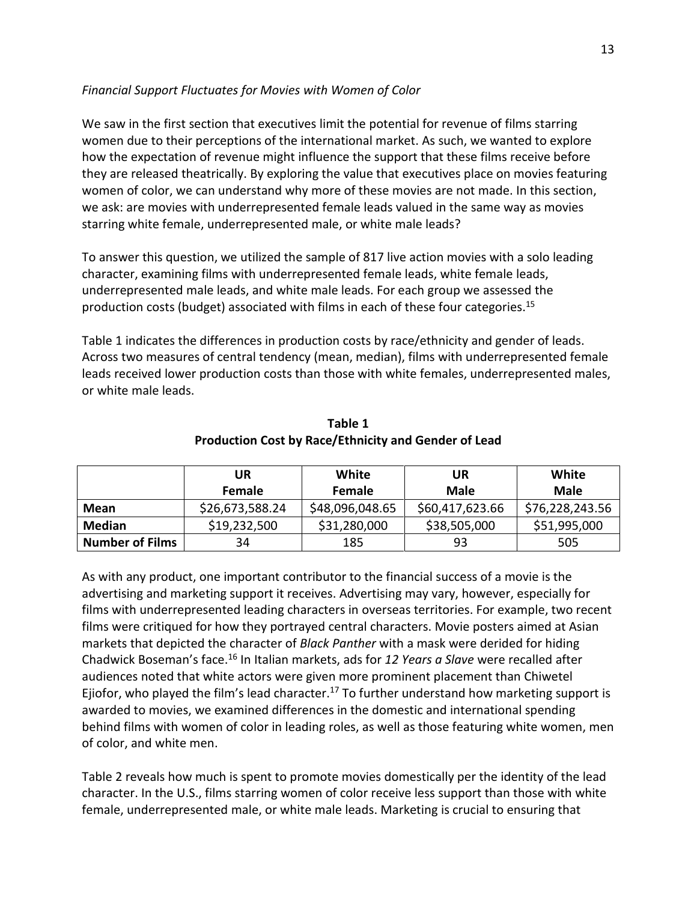*Financial Support Fluctuates for Movies with Women of Color*

We saw in the first section that executives limit the potential for revenue of films starring women due to their perceptions of the international market. As such, we wanted to explore how the expectation of revenue might influence the support that these films receive before they are released theatrically. By exploring the value that executives place on movies featuring women of color, we can understand why more of these movies are not made. In this section, we ask: are movies with underrepresented female leads valued in the same way as movies starring white female, underrepresented male, or white male leads?

To answer this question, we utilized the sample of 817 live action movies with a solo leading character, examining films with underrepresented female leads, white female leads, underrepresented male leads, and white male leads. For each group we assessed the production costs (budget) associated with films in each of these four categories.[15]

Table 1 indicates the differences in production costs by race/ethnicity and gender of leads. Across two measures of central tendency (mean, median), films with underrepresented female leads received lower production costs than those with white females, underrepresented males, or white male leads.

**Table 1**
**Production Cost by Race/Ethnicity and Gender of Lead**

| | UR Female | White Female | UR Male | White Male |
|---|---|---|---|---|
| **Mean** | $26,673,588.24 | $48,096,048.65 | $60,417,623.66 | $76,228,243.56 |
| **Median** | $19,232,500 | $31,280,000 | $38,505,000 | $51,995,000 |
| **Number of Films** | 34 | 185 | 93 | 505 |

As with any product, one important contributor to the financial success of a movie is the advertising and marketing support it receives. Advertising may vary, however, especially for films with underrepresented leading characters in overseas territories. For example, two recent films were critiqued for how they portrayed central characters. Movie posters aimed at Asian markets that depicted the character of *Black Panther* with a mask were derided for hiding Chadwick Boseman's face.[16] In Italian markets, ads for *12 Years a Slave* were recalled after audiences noted that white actors were given more prominent placement than Chiwetel Ejiofor, who played the film's lead character.[17] To further understand how marketing support is awarded to movies, we examined differences in the domestic and international spending behind films with women of color in leading roles, as well as those featuring white women, men of color, and white men.

Table 2 reveals how much is spent to promote movies domestically per the identity of the lead character. In the U.S., films starring women of color receive less support than those with white female, underrepresented male, or white male leads. Marketing is crucial to ensuring that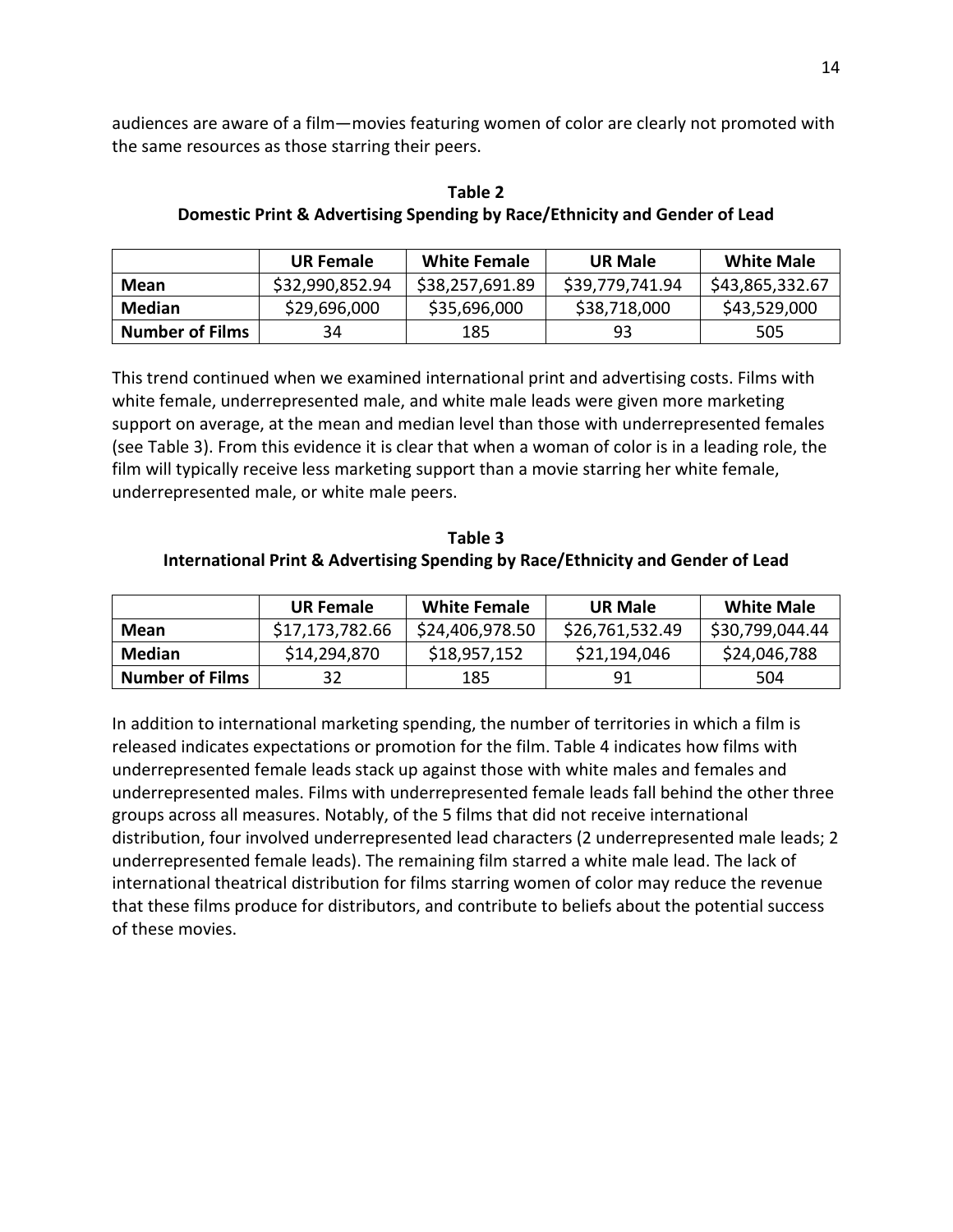audiences are aware of a film—movies featuring women of color are clearly not promoted with the same resources as those starring their peers.

**Table 2**
**Domestic Print & Advertising Spending by Race/Ethnicity and Gender of Lead**

| | UR Female | White Female | UR Male | White Male |
|---|---|---|---|---|
| **Mean** | $32,990,852.94 | $38,257,691.89 | $39,779,741.94 | $43,865,332.67 |
| **Median** | $29,696,000 | $35,696,000 | $38,718,000 | $43,529,000 |
| **Number of Films** | 34 | 185 | 93 | 505 |

This trend continued when we examined international print and advertising costs. Films with white female, underrepresented male, and white male leads were given more marketing support on average, at the mean and median level than those with underrepresented females (see Table 3). From this evidence it is clear that when a woman of color is in a leading role, the film will typically receive less marketing support than a movie starring her white female, underrepresented male, or white male peers.

**Table 3**
**International Print & Advertising Spending by Race/Ethnicity and Gender of Lead**

| | UR Female | White Female | UR Male | White Male |
|---|---|---|---|---|
| **Mean** | $17,173,782.66 | $24,406,978.50 | $26,761,532.49 | $30,799,044.44 |
| **Median** | $14,294,870 | $18,957,152 | $21,194,046 | $24,046,788 |
| **Number of Films** | 32 | 185 | 91 | 504 |

In addition to international marketing spending, the number of territories in which a film is released indicates expectations or promotion for the film. Table 4 indicates how films with underrepresented female leads stack up against those with white males and females and underrepresented males. Films with underrepresented female leads fall behind the other three groups across all measures. Notably, of the 5 films that did not receive international distribution, four involved underrepresented lead characters (2 underrepresented male leads; 2 underrepresented female leads). The remaining film starred a white male lead. The lack of international theatrical distribution for films starring women of color may reduce the revenue that these films produce for distributors, and contribute to beliefs about the potential success of these movies.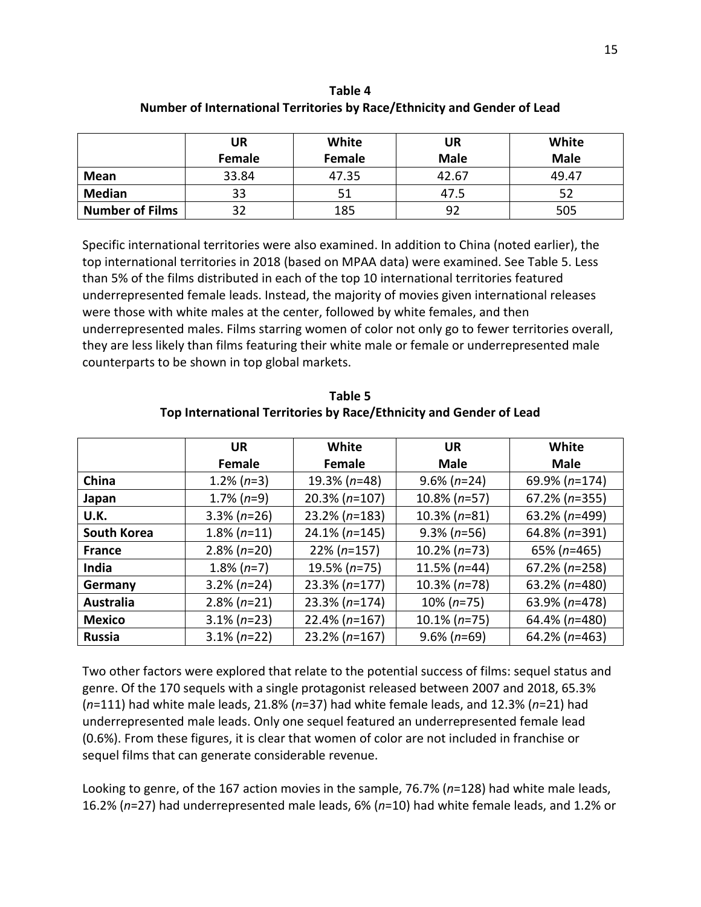**Table 4**
**Number of International Territories by Race/Ethnicity and Gender of Lead**

| | UR Female | White Female | UR Male | White Male |
|---|---|---|---|---|
| **Mean** | 33.84 | 47.35 | 42.67 | 49.47 |
| **Median** | 33 | 51 | 47.5 | 52 |
| **Number of Films** | 32 | 185 | 92 | 505 |

Specific international territories were also examined. In addition to China (noted earlier), the top international territories in 2018 (based on MPAA data) were examined. See Table 5. Less than 5% of the films distributed in each of the top 10 international territories featured underrepresented female leads. Instead, the majority of movies given international releases were those with white males at the center, followed by white females, and then underrepresented males. Films starring women of color not only go to fewer territories overall, they are less likely than films featuring their white male or female or underrepresented male counterparts to be shown in top global markets.

**Table 5**
**Top International Territories by Race/Ethnicity and Gender of Lead**

| | UR Female | White Female | UR Male | White Male |
|---|---|---|---|---|
| **China** | 1.2% (*n*=3) | 19.3% (*n*=48) | 9.6% (*n*=24) | 69.9% (*n*=174) |
| **Japan** | 1.7% (*n*=9) | 20.3% (*n*=107) | 10.8% (*n*=57) | 67.2% (*n*=355) |
| **U.K.** | 3.3% (*n*=26) | 23.2% (*n*=183) | 10.3% (*n*=81) | 63.2% (*n*=499) |
| **South Korea** | 1.8% (*n*=11) | 24.1% (*n*=145) | 9.3% (*n*=56) | 64.8% (*n*=391) |
| **France** | 2.8% (*n*=20) | 22% (*n*=157) | 10.2% (*n*=73) | 65% (*n*=465) |
| **India** | 1.8% (*n*=7) | 19.5% (*n*=75) | 11.5% (*n*=44) | 67.2% (*n*=258) |
| **Germany** | 3.2% (*n*=24) | 23.3% (*n*=177) | 10.3% (*n*=78) | 63.2% (*n*=480) |
| **Australia** | 2.8% (*n*=21) | 23.3% (*n*=174) | 10% (*n*=75) | 63.9% (*n*=478) |
| **Mexico** | 3.1% (*n*=23) | 22.4% (*n*=167) | 10.1% (*n*=75) | 64.4% (*n*=480) |
| **Russia** | 3.1% (*n*=22) | 23.2% (*n*=167) | 9.6% (*n*=69) | 64.2% (*n*=463) |

Two other factors were explored that relate to the potential success of films: sequel status and genre. Of the 170 sequels with a single protagonist released between 2007 and 2018, 65.3% (*n*=111) had white male leads, 21.8% (*n*=37) had white female leads, and 12.3% (*n*=21) had underrepresented male leads. Only one sequel featured an underrepresented female lead (0.6%). From these figures, it is clear that women of color are not included in franchise or sequel films that can generate considerable revenue.

Looking to genre, of the 167 action movies in the sample, 76.7% (*n*=128) had white male leads, 16.2% (*n*=27) had underrepresented male leads, 6% (*n*=10) had white female leads, and 1.2% or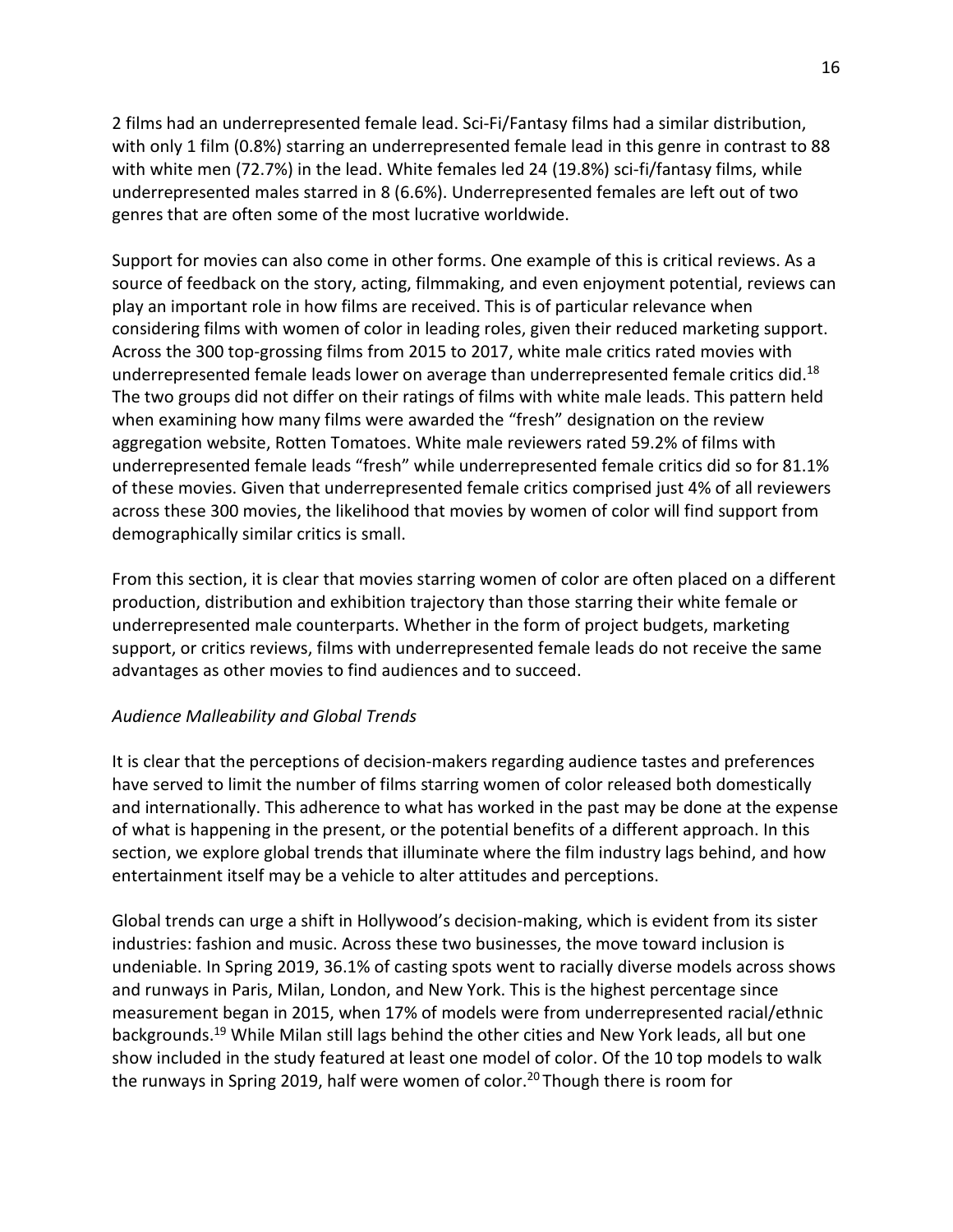2 films had an underrepresented female lead. Sci-Fi/Fantasy films had a similar distribution, with only 1 film (0.8%) starring an underrepresented female lead in this genre in contrast to 88 with white men (72.7%) in the lead. White females led 24 (19.8%) sci-fi/fantasy films, while underrepresented males starred in 8 (6.6%). Underrepresented females are left out of two genres that are often some of the most lucrative worldwide.

Support for movies can also come in other forms. One example of this is critical reviews. As a source of feedback on the story, acting, filmmaking, and even enjoyment potential, reviews can play an important role in how films are received. This is of particular relevance when considering films with women of color in leading roles, given their reduced marketing support. Across the 300 top-grossing films from 2015 to 2017, white male critics rated movies with underrepresented female leads lower on average than underrepresented female critics did.[18] The two groups did not differ on their ratings of films with white male leads. This pattern held when examining how many films were awarded the "fresh" designation on the review aggregation website, Rotten Tomatoes. White male reviewers rated 59.2% of films with underrepresented female leads "fresh" while underrepresented female critics did so for 81.1% of these movies. Given that underrepresented female critics comprised just 4% of all reviewers across these 300 movies, the likelihood that movies by women of color will find support from demographically similar critics is small.

From this section, it is clear that movies starring women of color are often placed on a different production, distribution and exhibition trajectory than those starring their white female or underrepresented male counterparts. Whether in the form of project budgets, marketing support, or critics reviews, films with underrepresented female leads do not receive the same advantages as other movies to find audiences and to succeed.

*Audience Malleability and Global Trends*

It is clear that the perceptions of decision-makers regarding audience tastes and preferences have served to limit the number of films starring women of color released both domestically and internationally. This adherence to what has worked in the past may be done at the expense of what is happening in the present, or the potential benefits of a different approach. In this section, we explore global trends that illuminate where the film industry lags behind, and how entertainment itself may be a vehicle to alter attitudes and perceptions.

Global trends can urge a shift in Hollywood's decision-making, which is evident from its sister industries: fashion and music. Across these two businesses, the move toward inclusion is undeniable. In Spring 2019, 36.1% of casting spots went to racially diverse models across shows and runways in Paris, Milan, London, and New York. This is the highest percentage since measurement began in 2015, when 17% of models were from underrepresented racial/ethnic backgrounds.[19] While Milan still lags behind the other cities and New York leads, all but one show included in the study featured at least one model of color. Of the 10 top models to walk the runways in Spring 2019, half were women of color.[20] Though there is room for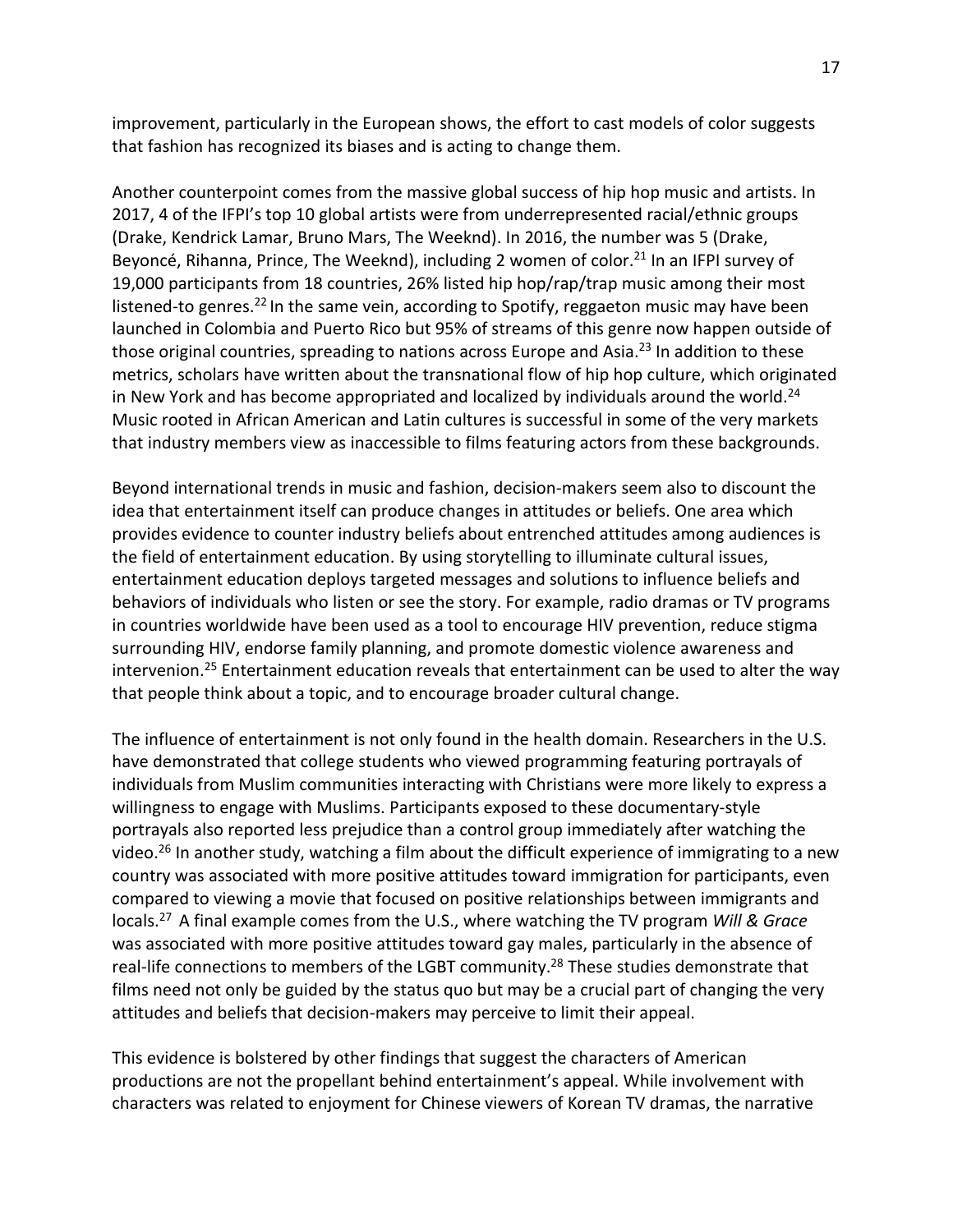improvement, particularly in the European shows, the effort to cast models of color suggests that fashion has recognized its biases and is acting to change them.

Another counterpoint comes from the massive global success of hip hop music and artists. In 2017, 4 of the IFPI's top 10 global artists were from underrepresented racial/ethnic groups (Drake, Kendrick Lamar, Bruno Mars, The Weeknd). In 2016, the number was 5 (Drake, Beyoncé, Rihanna, Prince, The Weeknd), including 2 women of color.[21] In an IFPI survey of 19,000 participants from 18 countries, 26% listed hip hop/rap/trap music among their most listened-to genres.[22] In the same vein, according to Spotify, reggaeton music may have been launched in Colombia and Puerto Rico but 95% of streams of this genre now happen outside of those original countries, spreading to nations across Europe and Asia.[23] In addition to these metrics, scholars have written about the transnational flow of hip hop culture, which originated in New York and has become appropriated and localized by individuals around the world.[24] Music rooted in African American and Latin cultures is successful in some of the very markets that industry members view as inaccessible to films featuring actors from these backgrounds.

Beyond international trends in music and fashion, decision-makers seem also to discount the idea that entertainment itself can produce changes in attitudes or beliefs. One area which provides evidence to counter industry beliefs about entrenched attitudes among audiences is the field of entertainment education. By using storytelling to illuminate cultural issues, entertainment education deploys targeted messages and solutions to influence beliefs and behaviors of individuals who listen or see the story. For example, radio dramas or TV programs in countries worldwide have been used as a tool to encourage HIV prevention, reduce stigma surrounding HIV, endorse family planning, and promote domestic violence awareness and intervenion.[25] Entertainment education reveals that entertainment can be used to alter the way that people think about a topic, and to encourage broader cultural change.

The influence of entertainment is not only found in the health domain. Researchers in the U.S. have demonstrated that college students who viewed programming featuring portrayals of individuals from Muslim communities interacting with Christians were more likely to express a willingness to engage with Muslims. Participants exposed to these documentary-style portrayals also reported less prejudice than a control group immediately after watching the video.[26] In another study, watching a film about the difficult experience of immigrating to a new country was associated with more positive attitudes toward immigration for participants, even compared to viewing a movie that focused on positive relationships between immigrants and locals.[27] A final example comes from the U.S., where watching the TV program *Will & Grace* was associated with more positive attitudes toward gay males, particularly in the absence of real-life connections to members of the LGBT community.[28] These studies demonstrate that films need not only be guided by the status quo but may be a crucial part of changing the very attitudes and beliefs that decision-makers may perceive to limit their appeal.

This evidence is bolstered by other findings that suggest the characters of American productions are not the propellant behind entertainment's appeal. While involvement with characters was related to enjoyment for Chinese viewers of Korean TV dramas, the narrative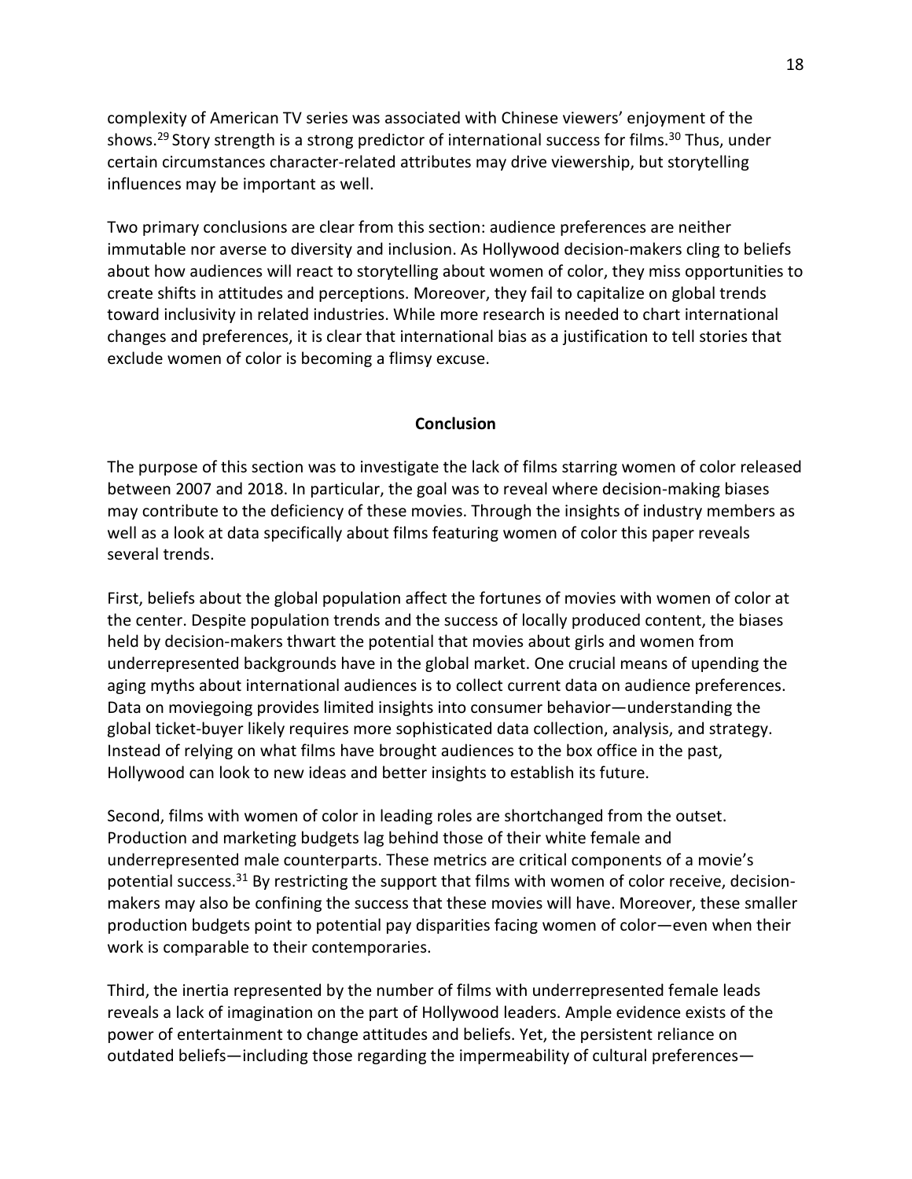complexity of American TV series was associated with Chinese viewers' enjoyment of the shows.[29] Story strength is a strong predictor of international success for films.[30] Thus, under certain circumstances character-related attributes may drive viewership, but storytelling influences may be important as well.

Two primary conclusions are clear from this section: audience preferences are neither immutable nor averse to diversity and inclusion. As Hollywood decision-makers cling to beliefs about how audiences will react to storytelling about women of color, they miss opportunities to create shifts in attitudes and perceptions. Moreover, they fail to capitalize on global trends toward inclusivity in related industries. While more research is needed to chart international changes and preferences, it is clear that international bias as a justification to tell stories that exclude women of color is becoming a flimsy excuse.

## Conclusion

The purpose of this section was to investigate the lack of films starring women of color released between 2007 and 2018. In particular, the goal was to reveal where decision-making biases may contribute to the deficiency of these movies. Through the insights of industry members as well as a look at data specifically about films featuring women of color this paper reveals several trends.

First, beliefs about the global population affect the fortunes of movies with women of color at the center. Despite population trends and the success of locally produced content, the biases held by decision-makers thwart the potential that movies about girls and women from underrepresented backgrounds have in the global market. One crucial means of upending the aging myths about international audiences is to collect current data on audience preferences. Data on moviegoing provides limited insights into consumer behavior—understanding the global ticket-buyer likely requires more sophisticated data collection, analysis, and strategy. Instead of relying on what films have brought audiences to the box office in the past, Hollywood can look to new ideas and better insights to establish its future.

Second, films with women of color in leading roles are shortchanged from the outset. Production and marketing budgets lag behind those of their white female and underrepresented male counterparts. These metrics are critical components of a movie's potential success.[31] By restricting the support that films with women of color receive, decision-makers may also be confining the success that these movies will have. Moreover, these smaller production budgets point to potential pay disparities facing women of color—even when their work is comparable to their contemporaries.

Third, the inertia represented by the number of films with underrepresented female leads reveals a lack of imagination on the part of Hollywood leaders. Ample evidence exists of the power of entertainment to change attitudes and beliefs. Yet, the persistent reliance on outdated beliefs—including those regarding the impermeability of cultural preferences—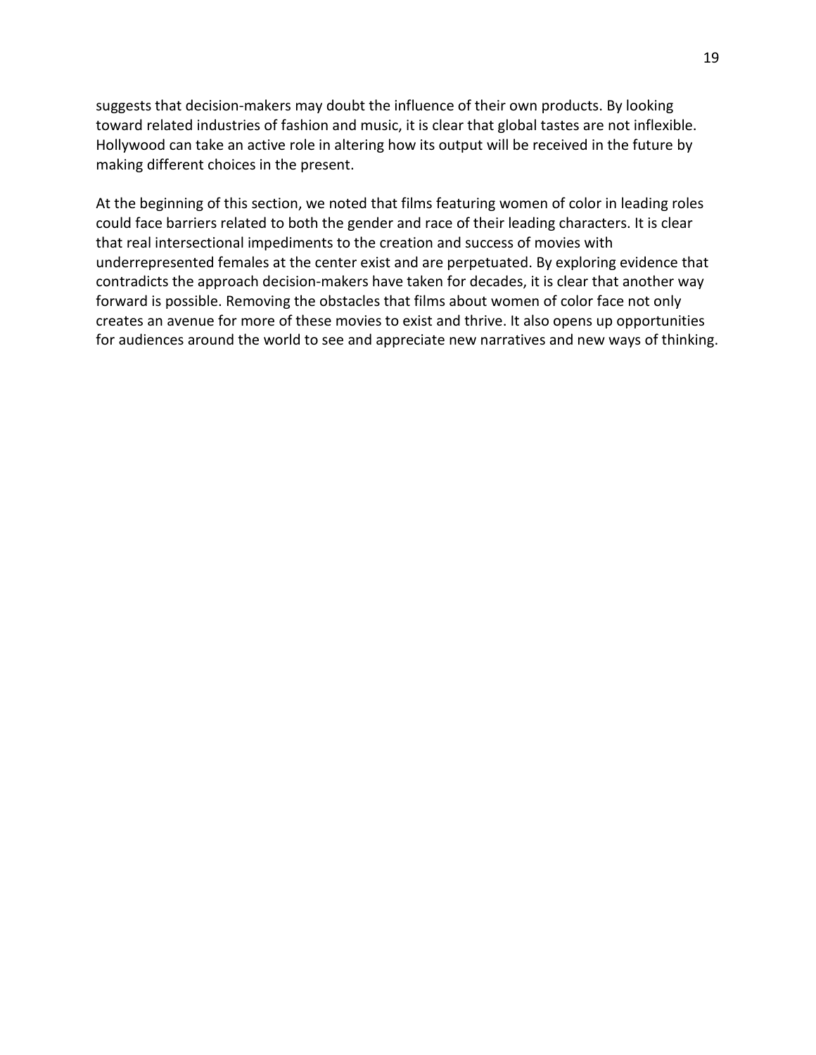suggests that decision-makers may doubt the influence of their own products. By looking toward related industries of fashion and music, it is clear that global tastes are not inflexible. Hollywood can take an active role in altering how its output will be received in the future by making different choices in the present.

At the beginning of this section, we noted that films featuring women of color in leading roles could face barriers related to both the gender and race of their leading characters. It is clear that real intersectional impediments to the creation and success of movies with underrepresented females at the center exist and are perpetuated. By exploring evidence that contradicts the approach decision-makers have taken for decades, it is clear that another way forward is possible. Removing the obstacles that films about women of color face not only creates an avenue for more of these movies to exist and thrive. It also opens up opportunities for audiences around the world to see and appreciate new narratives and new ways of thinking.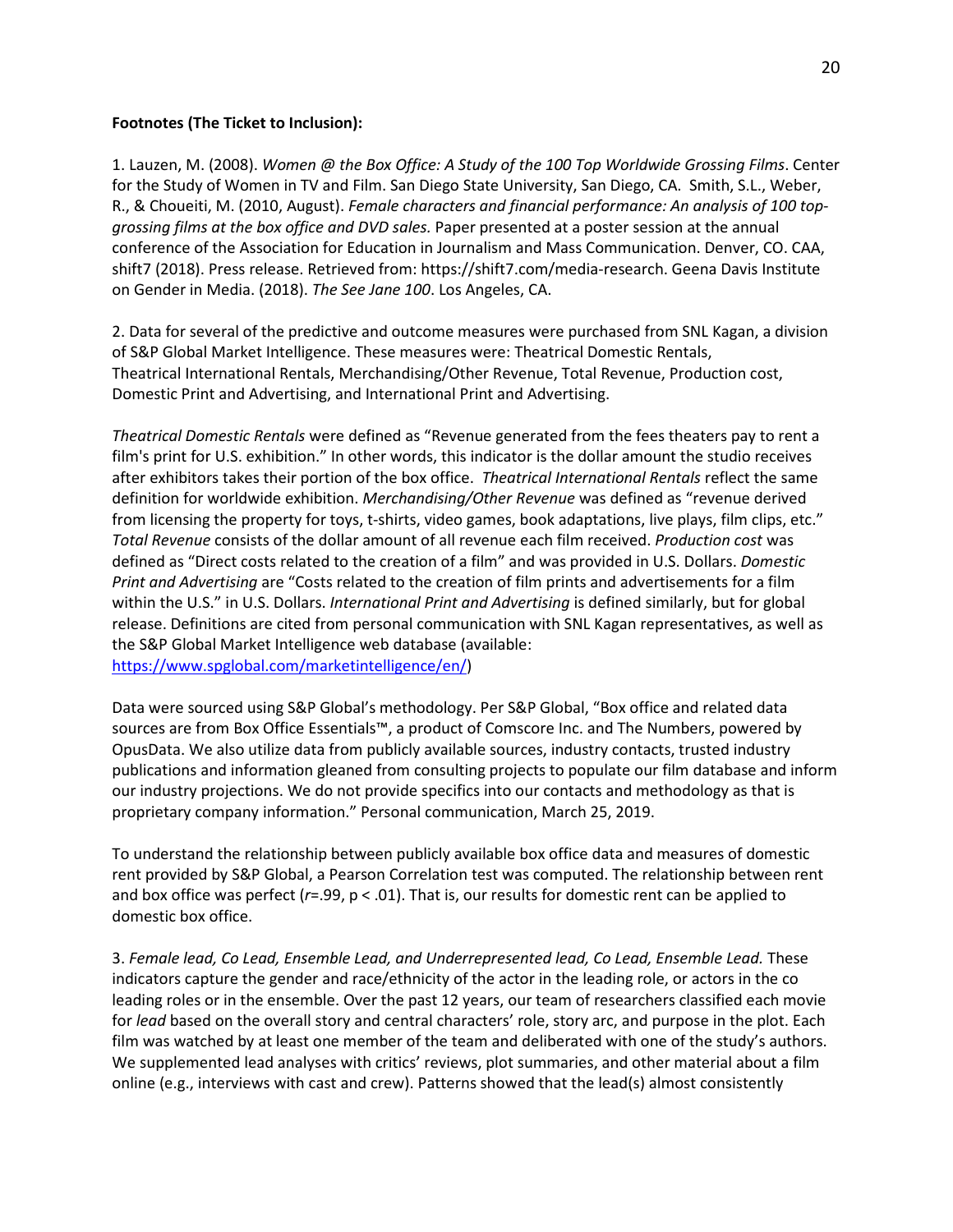**Footnotes (The Ticket to Inclusion):**

1. Lauzen, M. (2008). *Women @ the Box Office: A Study of the 100 Top Worldwide Grossing Films*. Center for the Study of Women in TV and Film. San Diego State University, San Diego, CA. Smith, S.L., Weber, R., & Choueiti, M. (2010, August). *Female characters and financial performance: An analysis of 100 top-grossing films at the box office and DVD sales.* Paper presented at a poster session at the annual conference of the Association for Education in Journalism and Mass Communication. Denver, CO. CAA, shift7 (2018). Press release. Retrieved from: https://shift7.com/media-research. Geena Davis Institute on Gender in Media. (2018). *The See Jane 100*. Los Angeles, CA.

2. Data for several of the predictive and outcome measures were purchased from SNL Kagan, a division of S&P Global Market Intelligence. These measures were: Theatrical Domestic Rentals, Theatrical International Rentals, Merchandising/Other Revenue, Total Revenue, Production cost, Domestic Print and Advertising, and International Print and Advertising.

*Theatrical Domestic Rentals* were defined as "Revenue generated from the fees theaters pay to rent a film's print for U.S. exhibition." In other words, this indicator is the dollar amount the studio receives after exhibitors takes their portion of the box office. *Theatrical International Rentals* reflect the same definition for worldwide exhibition. *Merchandising/Other Revenue* was defined as "revenue derived from licensing the property for toys, t-shirts, video games, book adaptations, live plays, film clips, etc." *Total Revenue* consists of the dollar amount of all revenue each film received. *Production cost* was defined as "Direct costs related to the creation of a film" and was provided in U.S. Dollars. *Domestic Print and Advertising* are "Costs related to the creation of film prints and advertisements for a film within the U.S." in U.S. Dollars. *International Print and Advertising* is defined similarly, but for global release. Definitions are cited from personal communication with SNL Kagan representatives, as well as the S&P Global Market Intelligence web database (available: https://www.spglobal.com/marketintelligence/en/)

Data were sourced using S&P Global's methodology. Per S&P Global, "Box office and related data sources are from Box Office Essentials™, a product of Comscore Inc. and The Numbers, powered by OpusData. We also utilize data from publicly available sources, industry contacts, trusted industry publications and information gleaned from consulting projects to populate our film database and inform our industry projections. We do not provide specifics into our contacts and methodology as that is proprietary company information." Personal communication, March 25, 2019.

To understand the relationship between publicly available box office data and measures of domestic rent provided by S&P Global, a Pearson Correlation test was computed. The relationship between rent and box office was perfect ($r$=.99, $p < .01$). That is, our results for domestic rent can be applied to domestic box office.

3. *Female lead, Co Lead, Ensemble Lead, and Underrepresented lead, Co Lead, Ensemble Lead.* These indicators capture the gender and race/ethnicity of the actor in the leading role, or actors in the co leading roles or in the ensemble. Over the past 12 years, our team of researchers classified each movie for *lead* based on the overall story and central characters' role, story arc, and purpose in the plot. Each film was watched by at least one member of the team and deliberated with one of the study's authors. We supplemented lead analyses with critics' reviews, plot summaries, and other material about a film online (e.g., interviews with cast and crew). Patterns showed that the lead(s) almost consistently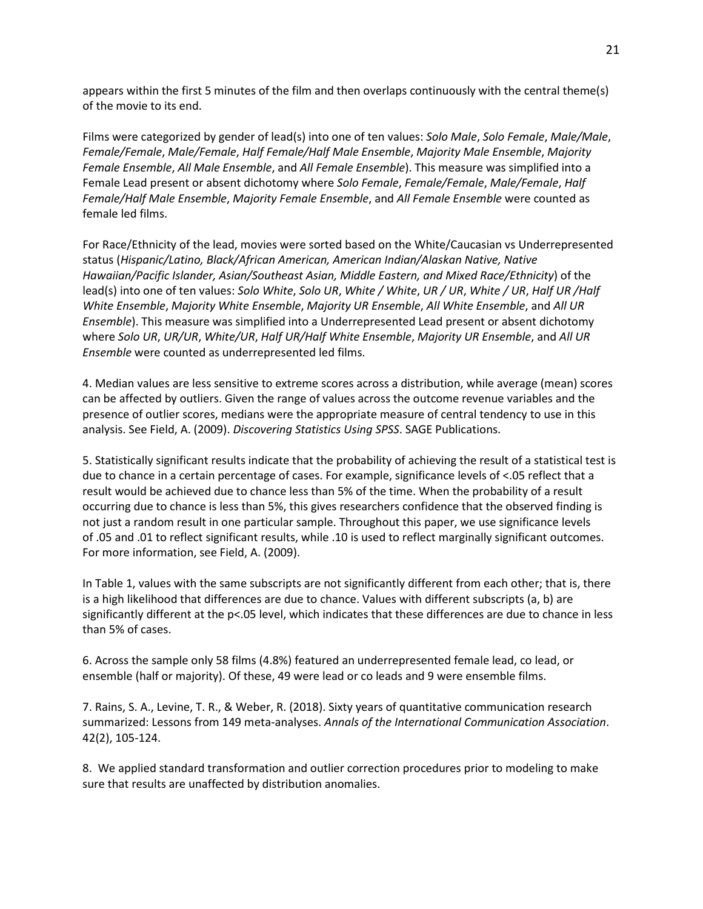appears within the first 5 minutes of the film and then overlaps continuously with the central theme(s) of the movie to its end.

Films were categorized by gender of lead(s) into one of ten values: *Solo Male*, *Solo Female*, *Male/Male*, *Female/Female*, *Male/Female*, *Half Female/Half Male Ensemble*, *Majority Male Ensemble*, *Majority Female Ensemble*, *All Male Ensemble*, and *All Female Ensemble*). This measure was simplified into a Female Lead present or absent dichotomy where *Solo Female*, *Female/Female*, *Male/Female*, *Half Female/Half Male Ensemble*, *Majority Female Ensemble*, and *All Female Ensemble* were counted as female led films.

For Race/Ethnicity of the lead, movies were sorted based on the White/Caucasian vs Underrepresented status (*Hispanic/Latino, Black/African American, American Indian/Alaskan Native, Native Hawaiian/Pacific Islander, Asian/Southeast Asian, Middle Eastern, and Mixed Race/Ethnicity*) of the lead(s) into one of ten values: *Solo White*, *Solo UR*, *White / White*, *UR / UR*, *White / UR*, *Half UR /Half White Ensemble*, *Majority White Ensemble*, *Majority UR Ensemble*, *All White Ensemble*, and *All UR Ensemble*). This measure was simplified into a Underrepresented Lead present or absent dichotomy where *Solo UR*, *UR/UR*, *White/UR*, *Half UR/Half White Ensemble*, *Majority UR Ensemble*, and *All UR Ensemble* were counted as underrepresented led films.

4. Median values are less sensitive to extreme scores across a distribution, while average (mean) scores can be affected by outliers. Given the range of values across the outcome revenue variables and the presence of outlier scores, medians were the appropriate measure of central tendency to use in this analysis. See Field, A. (2009). *Discovering Statistics Using SPSS*. SAGE Publications.

5. Statistically significant results indicate that the probability of achieving the result of a statistical test is due to chance in a certain percentage of cases. For example, significance levels of <.05 reflect that a result would be achieved due to chance less than 5% of the time. When the probability of a result occurring due to chance is less than 5%, this gives researchers confidence that the observed finding is not just a random result in one particular sample. Throughout this paper, we use significance levels of .05 and .01 to reflect significant results, while .10 is used to reflect marginally significant outcomes. For more information, see Field, A. (2009).

In Table 1, values with the same subscripts are not significantly different from each other; that is, there is a high likelihood that differences are due to chance. Values with different subscripts (a, b) are significantly different at the p<.05 level, which indicates that these differences are due to chance in less than 5% of cases.

6. Across the sample only 58 films (4.8%) featured an underrepresented female lead, co lead, or ensemble (half or majority). Of these, 49 were lead or co leads and 9 were ensemble films.

7. Rains, S. A., Levine, T. R., & Weber, R. (2018). Sixty years of quantitative communication research summarized: Lessons from 149 meta-analyses. *Annals of the International Communication Association*. 42(2), 105-124.

8. We applied standard transformation and outlier correction procedures prior to modeling to make sure that results are unaffected by distribution anomalies.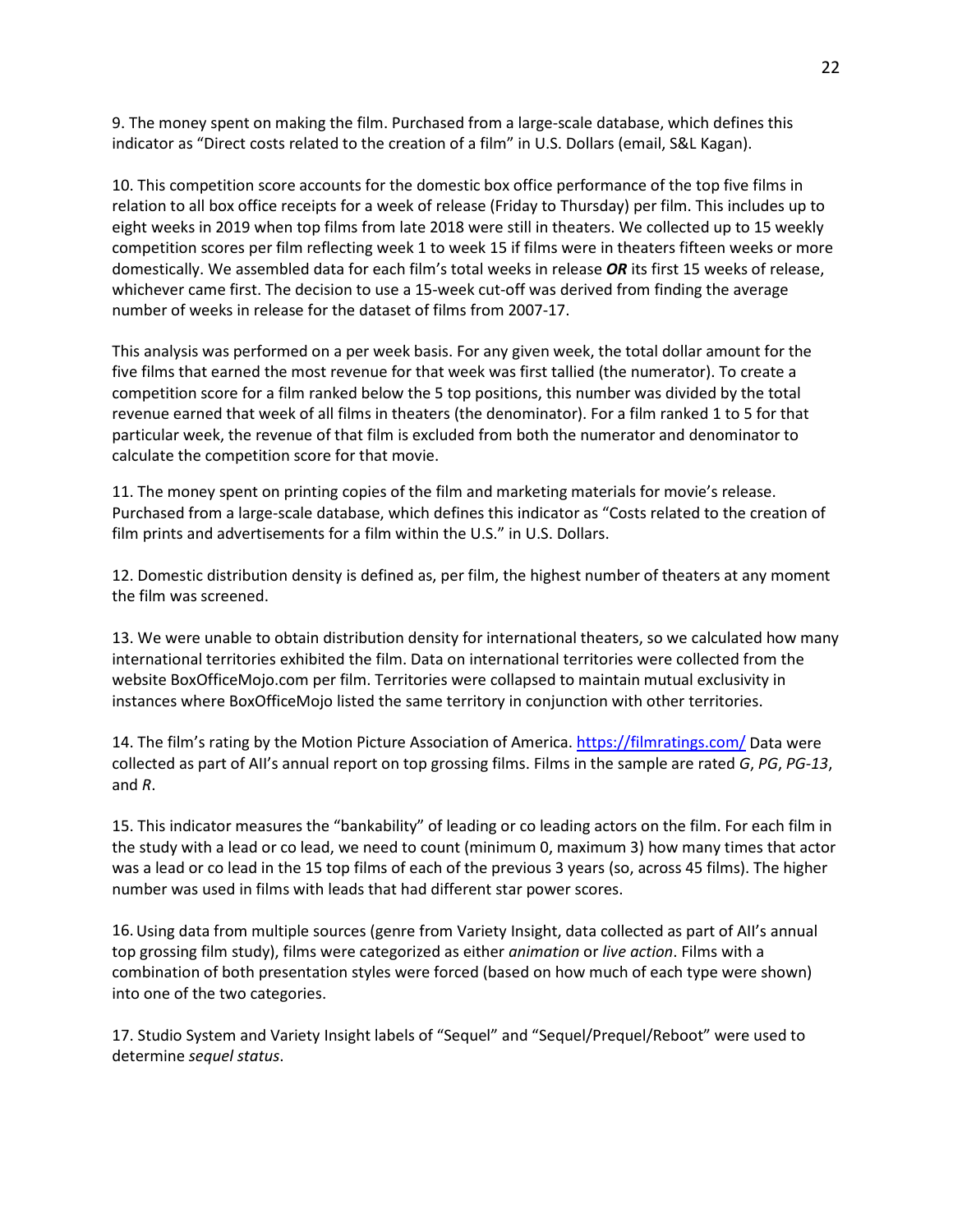9. The money spent on making the film. Purchased from a large-scale database, which defines this indicator as "Direct costs related to the creation of a film" in U.S. Dollars (email, S&L Kagan).

10. This competition score accounts for the domestic box office performance of the top five films in relation to all box office receipts for a week of release (Friday to Thursday) per film. This includes up to eight weeks in 2019 when top films from late 2018 were still in theaters. We collected up to 15 weekly competition scores per film reflecting week 1 to week 15 if films were in theaters fifteen weeks or more domestically. We assembled data for each film's total weeks in release ***OR*** its first 15 weeks of release, whichever came first. The decision to use a 15-week cut-off was derived from finding the average number of weeks in release for the dataset of films from 2007-17.

This analysis was performed on a per week basis. For any given week, the total dollar amount for the five films that earned the most revenue for that week was first tallied (the numerator). To create a competition score for a film ranked below the 5 top positions, this number was divided by the total revenue earned that week of all films in theaters (the denominator). For a film ranked 1 to 5 for that particular week, the revenue of that film is excluded from both the numerator and denominator to calculate the competition score for that movie.

11. The money spent on printing copies of the film and marketing materials for movie's release. Purchased from a large-scale database, which defines this indicator as "Costs related to the creation of film prints and advertisements for a film within the U.S." in U.S. Dollars.

12. Domestic distribution density is defined as, per film, the highest number of theaters at any moment the film was screened.

13. We were unable to obtain distribution density for international theaters, so we calculated how many international territories exhibited the film. Data on international territories were collected from the website BoxOfficeMojo.com per film. Territories were collapsed to maintain mutual exclusivity in instances where BoxOfficeMojo listed the same territory in conjunction with other territories.

14. The film's rating by the Motion Picture Association of America. [https://filmratings.com/](https://filmratings.com/) Data were collected as part of AII's annual report on top grossing films. Films in the sample are rated *G*, *PG*, *PG-13*, and *R*.

15. This indicator measures the "bankability" of leading or co leading actors on the film. For each film in the study with a lead or co lead, we need to count (minimum 0, maximum 3) how many times that actor was a lead or co lead in the 15 top films of each of the previous 3 years (so, across 45 films). The higher number was used in films with leads that had different star power scores.

16. Using data from multiple sources (genre from Variety Insight, data collected as part of AII's annual top grossing film study), films were categorized as either *animation* or *live action*. Films with a combination of both presentation styles were forced (based on how much of each type were shown) into one of the two categories.

17. Studio System and Variety Insight labels of "Sequel" and "Sequel/Prequel/Reboot" were used to determine *sequel status*.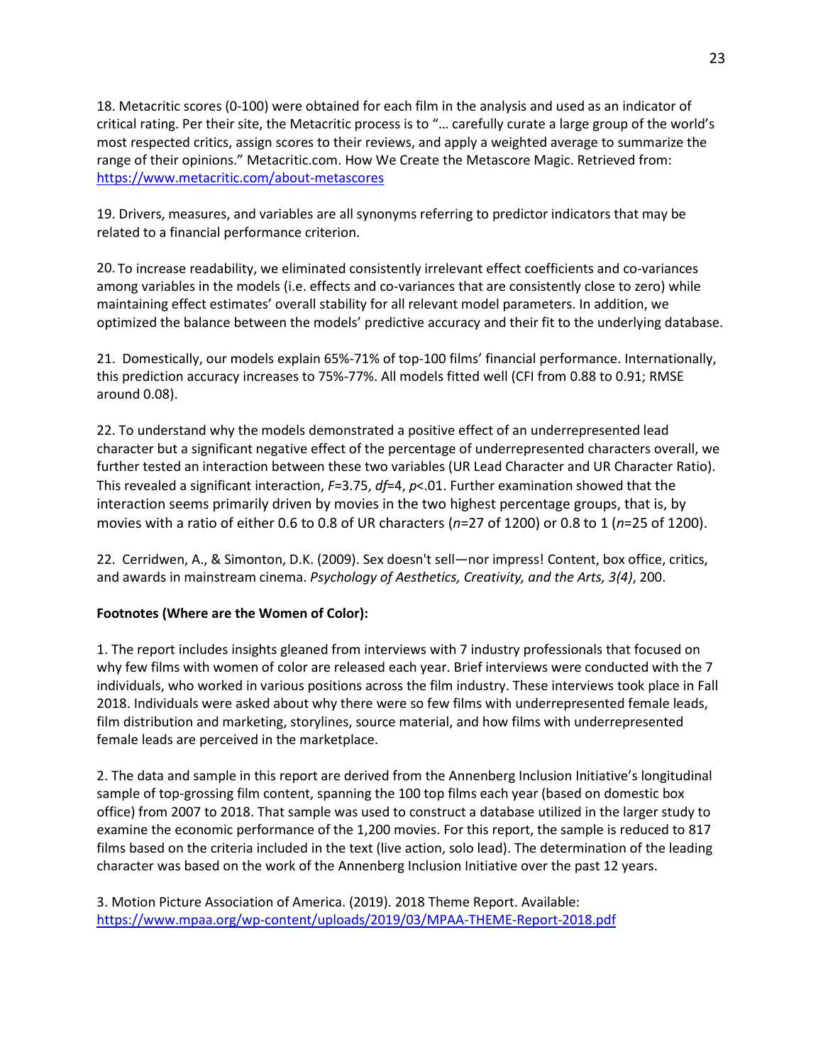18. Metacritic scores (0-100) were obtained for each film in the analysis and used as an indicator of critical rating. Per their site, the Metacritic process is to "… carefully curate a large group of the world's most respected critics, assign scores to their reviews, and apply a weighted average to summarize the range of their opinions." Metacritic.com. How We Create the Metascore Magic. Retrieved from: https://www.metacritic.com/about-metascores

19. Drivers, measures, and variables are all synonyms referring to predictor indicators that may be related to a financial performance criterion.

20. To increase readability, we eliminated consistently irrelevant effect coefficients and co-variances among variables in the models (i.e. effects and co-variances that are consistently close to zero) while maintaining effect estimates' overall stability for all relevant model parameters. In addition, we optimized the balance between the models' predictive accuracy and their fit to the underlying database.

21. Domestically, our models explain 65%-71% of top-100 films' financial performance. Internationally, this prediction accuracy increases to 75%-77%. All models fitted well (CFI from 0.88 to 0.91; RMSE around 0.08).

22. To understand why the models demonstrated a positive effect of an underrepresented lead character but a significant negative effect of the percentage of underrepresented characters overall, we further tested an interaction between these two variables (UR Lead Character and UR Character Ratio). This revealed a significant interaction, $F=3.75$, $df=4$, $p<.01$. Further examination showed that the interaction seems primarily driven by movies in the two highest percentage groups, that is, by movies with a ratio of either 0.6 to 0.8 of UR characters ($n=27$ of 1200) or 0.8 to 1 ($n=25$ of 1200).

22. Cerridwen, A., & Simonton, D.K. (2009). Sex doesn't sell—nor impress! Content, box office, critics, and awards in mainstream cinema. *Psychology of Aesthetics, Creativity, and the Arts, 3(4)*, 200.

**Footnotes (Where are the Women of Color):**

1. The report includes insights gleaned from interviews with 7 industry professionals that focused on why few films with women of color are released each year. Brief interviews were conducted with the 7 individuals, who worked in various positions across the film industry. These interviews took place in Fall 2018. Individuals were asked about why there were so few films with underrepresented female leads, film distribution and marketing, storylines, source material, and how films with underrepresented female leads are perceived in the marketplace.

2. The data and sample in this report are derived from the Annenberg Inclusion Initiative's longitudinal sample of top-grossing film content, spanning the 100 top films each year (based on domestic box office) from 2007 to 2018. That sample was used to construct a database utilized in the larger study to examine the economic performance of the 1,200 movies. For this report, the sample is reduced to 817 films based on the criteria included in the text (live action, solo lead). The determination of the leading character was based on the work of the Annenberg Inclusion Initiative over the past 12 years.

3. Motion Picture Association of America. (2019). 2018 Theme Report. Available: https://www.mpaa.org/wp-content/uploads/2019/03/MPAA-THEME-Report-2018.pdf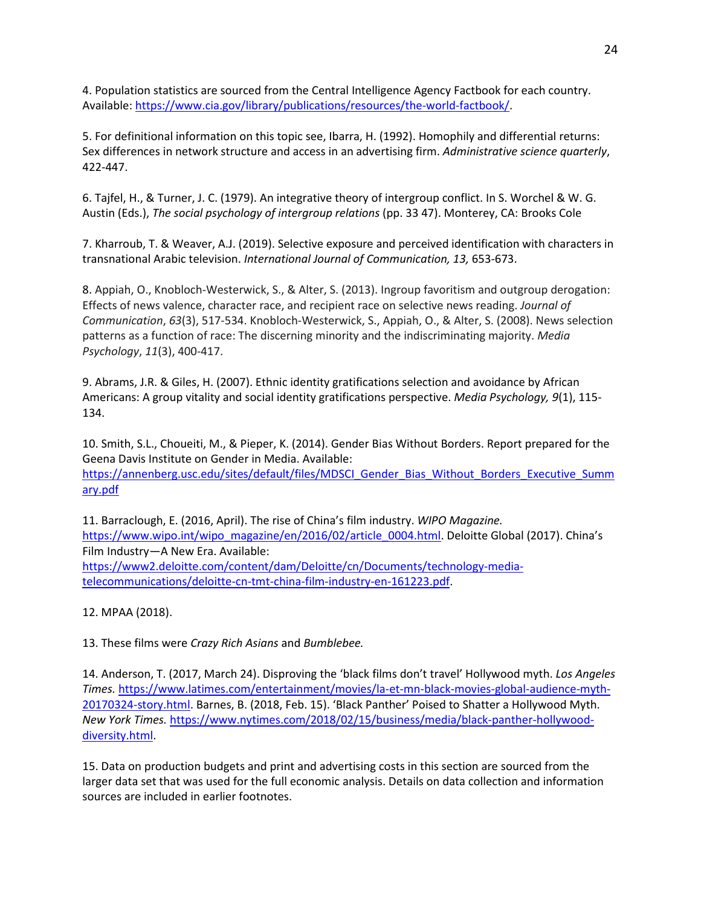4. Population statistics are sourced from the Central Intelligence Agency Factbook for each country. Available: https://www.cia.gov/library/publications/resources/the-world-factbook/.

5. For definitional information on this topic see, Ibarra, H. (1992). Homophily and differential returns: Sex differences in network structure and access in an advertising firm. *Administrative science quarterly*, 422-447.

6. Tajfel, H., & Turner, J. C. (1979). An integrative theory of intergroup conflict. In S. Worchel & W. G. Austin (Eds.), *The social psychology of intergroup relations* (pp. 33 47). Monterey, CA: Brooks Cole

7. Kharroub, T. & Weaver, A.J. (2019). Selective exposure and perceived identification with characters in transnational Arabic television. *International Journal of Communication, 13,* 653-673.

8. Appiah, O., Knobloch-Westerwick, S., & Alter, S. (2013). Ingroup favoritism and outgroup derogation: Effects of news valence, character race, and recipient race on selective news reading. *Journal of Communication*, *63*(3), 517-534. Knobloch-Westerwick, S., Appiah, O., & Alter, S. (2008). News selection patterns as a function of race: The discerning minority and the indiscriminating majority. *Media Psychology*, *11*(3), 400-417.

9. Abrams, J.R. & Giles, H. (2007). Ethnic identity gratifications selection and avoidance by African Americans: A group vitality and social identity gratifications perspective. *Media Psychology, 9*(1), 115-134.

10. Smith, S.L., Choueiti, M., & Pieper, K. (2014). Gender Bias Without Borders. Report prepared for the Geena Davis Institute on Gender in Media. Available: https://annenberg.usc.edu/sites/default/files/MDSCI_Gender_Bias_Without_Borders_Executive_Summary.pdf

11. Barraclough, E. (2016, April). The rise of China's film industry. *WIPO Magazine.* https://www.wipo.int/wipo_magazine/en/2016/02/article_0004.html. Deloitte Global (2017). China's Film Industry—A New Era. Available: https://www2.deloitte.com/content/dam/Deloitte/cn/Documents/technology-media-telecommunications/deloitte-cn-tmt-china-film-industry-en-161223.pdf.

12. MPAA (2018).

13. These films were *Crazy Rich Asians* and *Bumblebee.*

14. Anderson, T. (2017, March 24). Disproving the 'black films don't travel' Hollywood myth. *Los Angeles Times.* https://www.latimes.com/entertainment/movies/la-et-mn-black-movies-global-audience-myth-20170324-story.html. Barnes, B. (2018, Feb. 15). 'Black Panther' Poised to Shatter a Hollywood Myth. *New York Times.* https://www.nytimes.com/2018/02/15/business/media/black-panther-hollywood-diversity.html.

15. Data on production budgets and print and advertising costs in this section are sourced from the larger data set that was used for the full economic analysis. Details on data collection and information sources are included in earlier footnotes.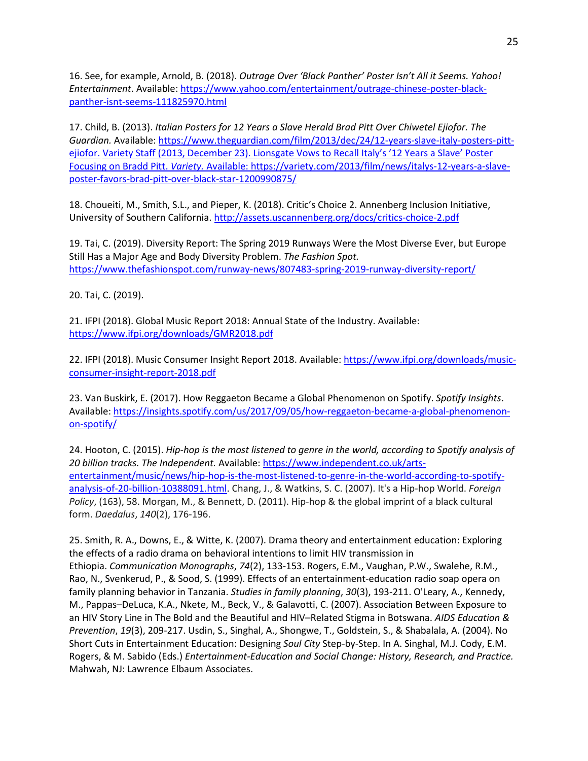16. See, for example, Arnold, B. (2018). *Outrage Over 'Black Panther' Poster Isn't All it Seems. Yahoo! Entertainment*. Available: https://www.yahoo.com/entertainment/outrage-chinese-poster-black-panther-isnt-seems-111825970.html

17. Child, B. (2013). *Italian Posters for 12 Years a Slave Herald Brad Pitt Over Chiwetel Ejiofor. The Guardian.* Available: https://www.theguardian.com/film/2013/dec/24/12-years-slave-italy-posters-pitt-ejiofor. Variety Staff (2013, December 23). Lionsgate Vows to Recall Italy's '12 Years a Slave' Poster Focusing on Bradd Pitt. *Variety.* Available: https://variety.com/2013/film/news/italys-12-years-a-slave-poster-favors-brad-pitt-over-black-star-1200990875/

18. Choueiti, M., Smith, S.L., and Pieper, K. (2018). Critic's Choice 2. Annenberg Inclusion Initiative, University of Southern California. http://assets.uscannenberg.org/docs/critics-choice-2.pdf

19. Tai, C. (2019). Diversity Report: The Spring 2019 Runways Were the Most Diverse Ever, but Europe Still Has a Major Age and Body Diversity Problem. *The Fashion Spot.* https://www.thefashionspot.com/runway-news/807483-spring-2019-runway-diversity-report/

20. Tai, C. (2019).

21. IFPI (2018). Global Music Report 2018: Annual State of the Industry. Available: https://www.ifpi.org/downloads/GMR2018.pdf

22. IFPI (2018). Music Consumer Insight Report 2018. Available: https://www.ifpi.org/downloads/music-consumer-insight-report-2018.pdf

23. Van Buskirk, E. (2017). How Reggaeton Became a Global Phenomenon on Spotify. *Spotify Insights*. Available: https://insights.spotify.com/us/2017/09/05/how-reggaeton-became-a-global-phenomenon-on-spotify/

24. Hooton, C. (2015). *Hip-hop is the most listened to genre in the world, according to Spotify analysis of 20 billion tracks. The Independent.* Available: https://www.independent.co.uk/arts-entertainment/music/news/hip-hop-is-the-most-listened-to-genre-in-the-world-according-to-spotify-analysis-of-20-billion-10388091.html. Chang, J., & Watkins, S. C. (2007). It's a Hip-hop World. *Foreign Policy*, (163), 58. Morgan, M., & Bennett, D. (2011). Hip-hop & the global imprint of a black cultural form. *Daedalus*, *140*(2), 176-196.

25. Smith, R. A., Downs, E., & Witte, K. (2007). Drama theory and entertainment education: Exploring the effects of a radio drama on behavioral intentions to limit HIV transmission in Ethiopia. *Communication Monographs*, *74*(2), 133-153. Rogers, E.M., Vaughan, P.W., Swalehe, R.M., Rao, N., Svenkerud, P., & Sood, S. (1999). Effects of an entertainment-education radio soap opera on family planning behavior in Tanzania. *Studies in family planning*, *30*(3), 193-211. O'Leary, A., Kennedy, M., Pappas–DeLuca, K.A., Nkete, M., Beck, V., & Galavotti, C. (2007). Association Between Exposure to an HIV Story Line in The Bold and the Beautiful and HIV–Related Stigma in Botswana. *AIDS Education & Prevention*, *19*(3), 209-217. Usdin, S., Singhal, A., Shongwe, T., Goldstein, S., & Shabalala, A. (2004). No Short Cuts in Entertainment Education: Designing *Soul City* Step-by-Step. In A. Singhal, M.J. Cody, E.M. Rogers, & M. Sabido (Eds.) *Entertainment-Education and Social Change: History, Research, and Practice.* Mahwah, NJ: Lawrence Elbaum Associates.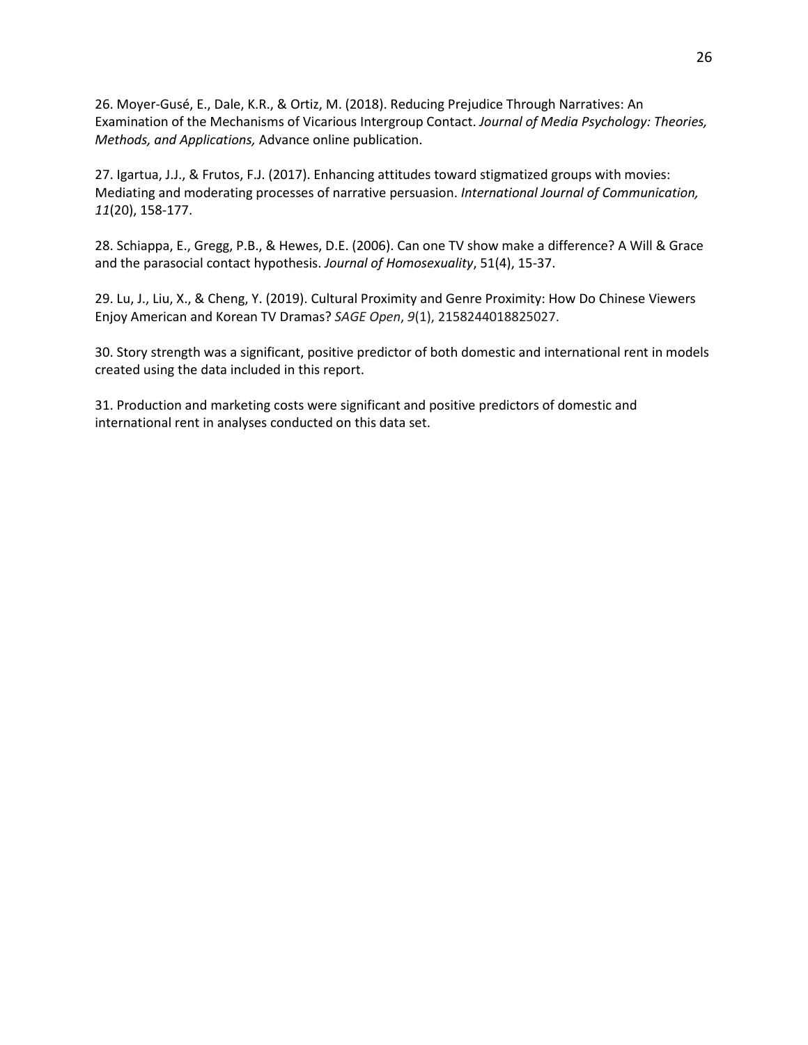26. Moyer-Gusé, E., Dale, K.R., & Ortiz, M. (2018). Reducing Prejudice Through Narratives: An Examination of the Mechanisms of Vicarious Intergroup Contact. *Journal of Media Psychology: Theories, Methods, and Applications,* Advance online publication.

27. Igartua, J.J., & Frutos, F.J. (2017). Enhancing attitudes toward stigmatized groups with movies: Mediating and moderating processes of narrative persuasion. *International Journal of Communication, 11*(20), 158-177.

28. Schiappa, E., Gregg, P.B., & Hewes, D.E. (2006). Can one TV show make a difference? A Will & Grace and the parasocial contact hypothesis. *Journal of Homosexuality*, 51(4), 15-37.

29. Lu, J., Liu, X., & Cheng, Y. (2019). Cultural Proximity and Genre Proximity: How Do Chinese Viewers Enjoy American and Korean TV Dramas? *SAGE Open*, *9*(1), 2158244018825027.

30. Story strength was a significant, positive predictor of both domestic and international rent in models created using the data included in this report.

31. Production and marketing costs were significant and positive predictors of domestic and international rent in analyses conducted on this data set.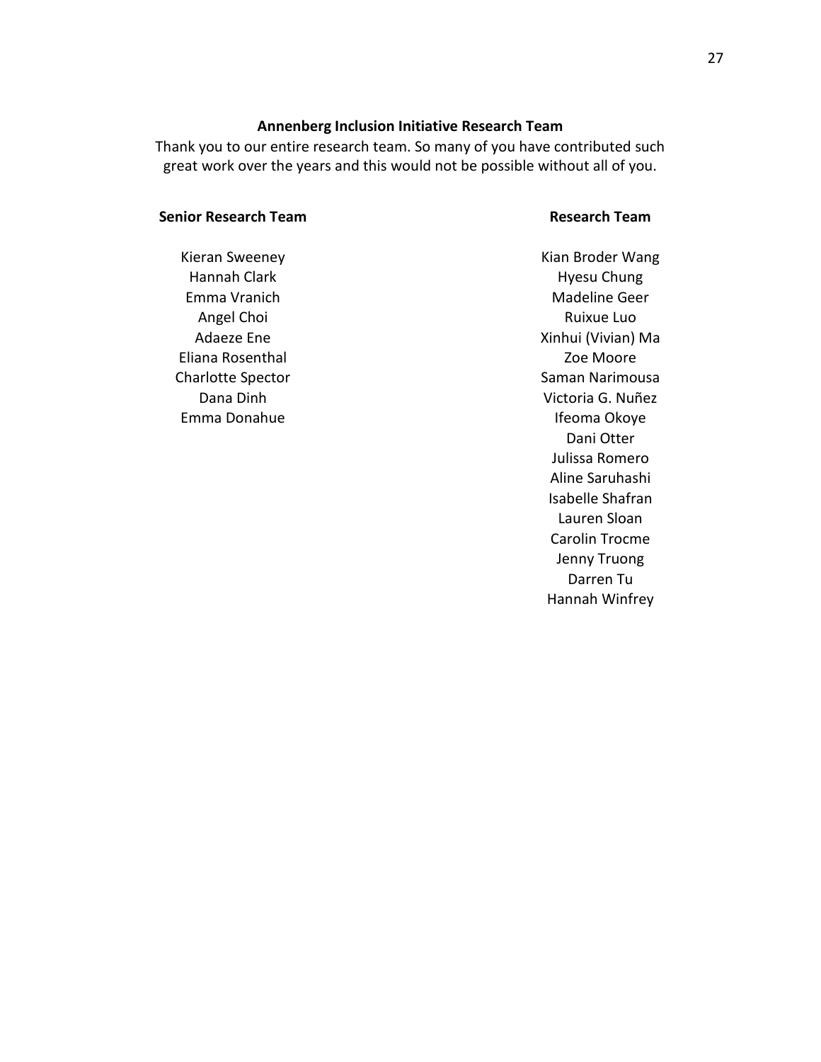## Annenberg Inclusion Initiative Research Team

Thank you to our entire research team. So many of you have contributed such great work over the years and this would not be possible without all of you.

### Senior Research Team

Kieran Sweeney
Hannah Clark
Emma Vranich
Angel Choi
Adaeze Ene
Eliana Rosenthal
Charlotte Spector
Dana Dinh
Emma Donahue

### Research Team

Kian Broder Wang
Hyesu Chung
Madeline Geer
Ruixue Luo
Xinhui (Vivian) Ma
Zoe Moore
Saman Narimousa
Victoria G. Nuñez
Ifeoma Okoye
Dani Otter
Julissa Romero
Aline Saruhashi
Isabelle Shafran
Lauren Sloan
Carolin Trocme
Jenny Truong
Darren Tu
Hannah Winfrey